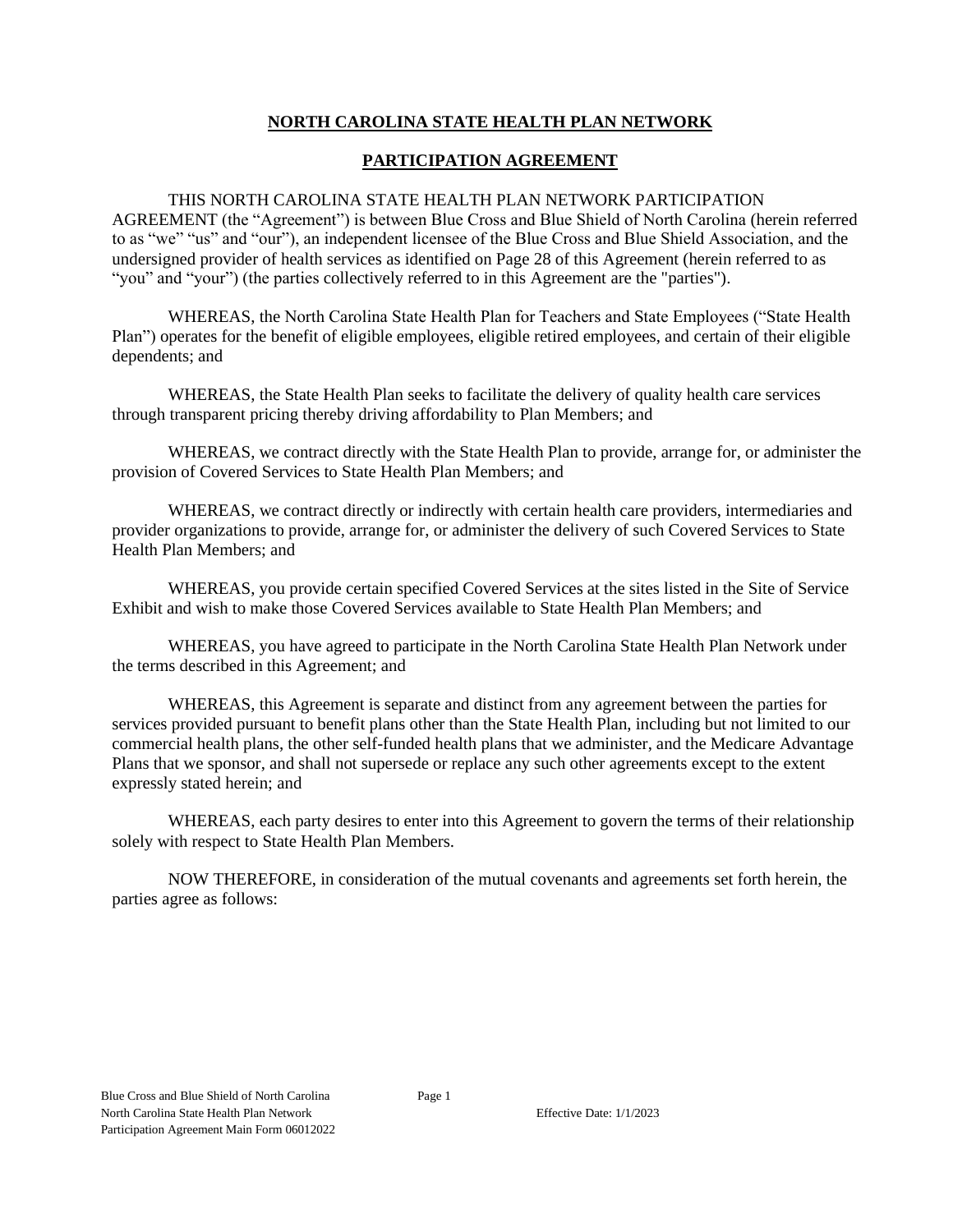# NORTH CAROLINA STATE HEALTH PLAN NETWORK

## PARTICIPATION AGREEMENT

THIS NORTH CAROLINA STATE HEALTH PLAN NETWORK PARTICIPATION AGREEMENT (the "Agreement") is between Blue Cross and Blue Shield of North Carolina (herein referred to as "we" "us" and "our"), an independent licensee of the Blue Cross and Blue Shield Association, and the undersigned provider of health services as identified on Page 28 of this Agreement (herein referred to as "you" and "your") (the parties collectively referred to in this Agreement are the "parties").

WHEREAS, the North Carolina State Health Plan for Teachers and State Employees ("State Health Plan") operates for the benefit of eligible employees, eligible retired employees, and certain of their eligible dependents; and

WHEREAS, the State Health Plan seeks to facilitate the delivery of quality health care services through transparent pricing thereby driving affordability to Plan Members; and

WHEREAS, we contract directly with the State Health Plan to provide, arrange for, or administer the provision of Covered Services to State Health Plan Members; and

WHEREAS, we contract directly or indirectly with certain health care providers, intermediaries and provider organizations to provide, arrange for, or administer the delivery of such Covered Services to State Health Plan Members; and

WHEREAS, you provide certain specified Covered Services at the sites listed in the Site of Service Exhibit and wish to make those Covered Services available to State Health Plan Members; and

WHEREAS, you have agreed to participate in the North Carolina State Health Plan Network under the terms described in this Agreement; and

WHEREAS, this Agreement is separate and distinct from any agreement between the parties for services provided pursuant to benefit plans other than the State Health Plan, including but not limited to our commercial health plans, the other self-funded health plans that we administer, and the Medicare Advantage Plans that we sponsor, and shall not supersede or replace any such other agreements except to the extent expressly stated herein; and

WHEREAS, each party desires to enter into this Agreement to govern the terms of their relationship solely with respect to State Health Plan Members.

NOW THEREFORE, in consideration of the mutual covenants and agreements set forth herein, the parties agree as follows: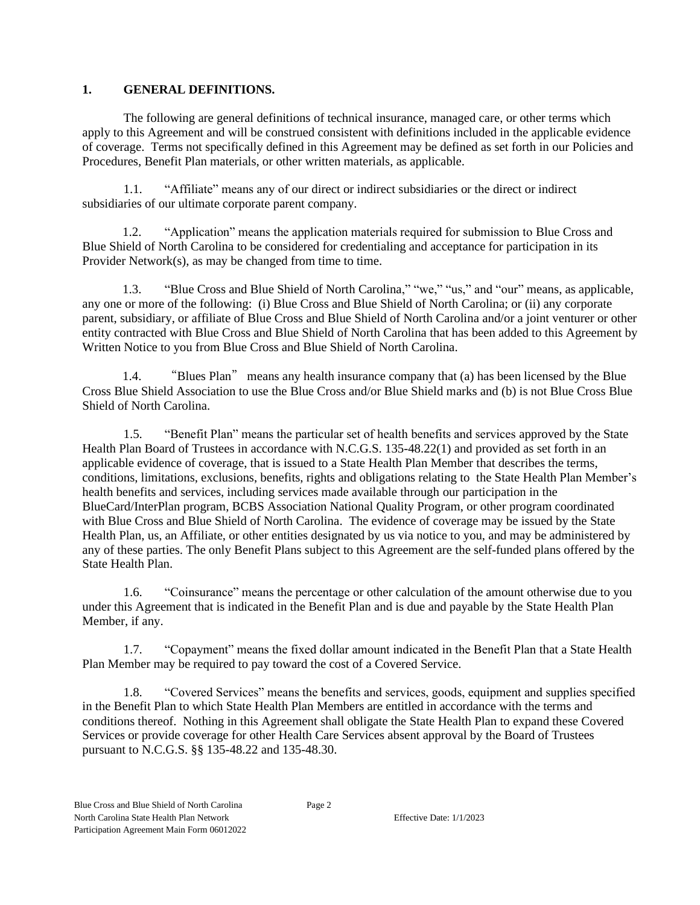## 1. GENERAL DEFINITIONS.

The following are general definitions of technical insurance, managed care, or other terms which apply to this Agreement and will be construed consistent with definitions included in the applicable evidence of coverage. Terms not specifically defined in this Agreement may be defined as set forth in our Policies and Procedures, Benefit Plan materials, or other written materials, as applicable.

1.1. "Affiliate" means any of our direct or indirect subsidiaries or the direct or indirect subsidiaries of our ultimate corporate parent company.

1.2. "Application" means the application materials required for submission to Blue Cross and Blue Shield of North Carolina to be considered for credentialing and acceptance for participation in its Provider Network(s), as may be changed from time to time.

1.3. "Blue Cross and Blue Shield of North Carolina," "we," "us," and "our" means, as applicable, any one or more of the following: (i) Blue Cross and Blue Shield of North Carolina; or (ii) any corporate parent, subsidiary, or affiliate of Blue Cross and Blue Shield of North Carolina and/or a joint venturer or other entity contracted with Blue Cross and Blue Shield of North Carolina that has been added to this Agreement by Written Notice to you from Blue Cross and Blue Shield of North Carolina.

1.4. "Blues Plan" means any health insurance company that (a) has been licensed by the Blue Cross Blue Shield Association to use the Blue Cross and/or Blue Shield marks and (b) is not Blue Cross Blue Shield of North Carolina.

1.5. "Benefit Plan" means the particular set of health benefits and services approved by the State Health Plan Board of Trustees in accordance with N.C.G.S. 135-48.22(1) and provided as set forth in an applicable evidence of coverage, that is issued to a State Health Plan Member that describes the terms, conditions, limitations, exclusions, benefits, rights and obligations relating to the State Health Plan Member's health benefits and services, including services made available through our participation in the BlueCard/InterPlan program, BCBS Association National Quality Program, or other program coordinated with Blue Cross and Blue Shield of North Carolina. The evidence of coverage may be issued by the State Health Plan, us, an Affiliate, or other entities designated by us via notice to you, and may be administered by any of these parties. The only Benefit Plans subject to this Agreement are the self-funded plans offered by the State Health Plan.

1.6. "Coinsurance" means the percentage or other calculation of the amount otherwise due to you under this Agreement that is indicated in the Benefit Plan and is due and payable by the State Health Plan Member, if any.

1.7. "Copayment" means the fixed dollar amount indicated in the Benefit Plan that a State Health Plan Member may be required to pay toward the cost of a Covered Service.

1.8. "Covered Services" means the benefits and services, goods, equipment and supplies specified in the Benefit Plan to which State Health Plan Members are entitled in accordance with the terms and conditions thereof. Nothing in this Agreement shall obligate the State Health Plan to expand these Covered Services or provide coverage for other Health Care Services absent approval by the Board of Trustees pursuant to N.C.G.S. §§ 135-48.22 and 135-48.30.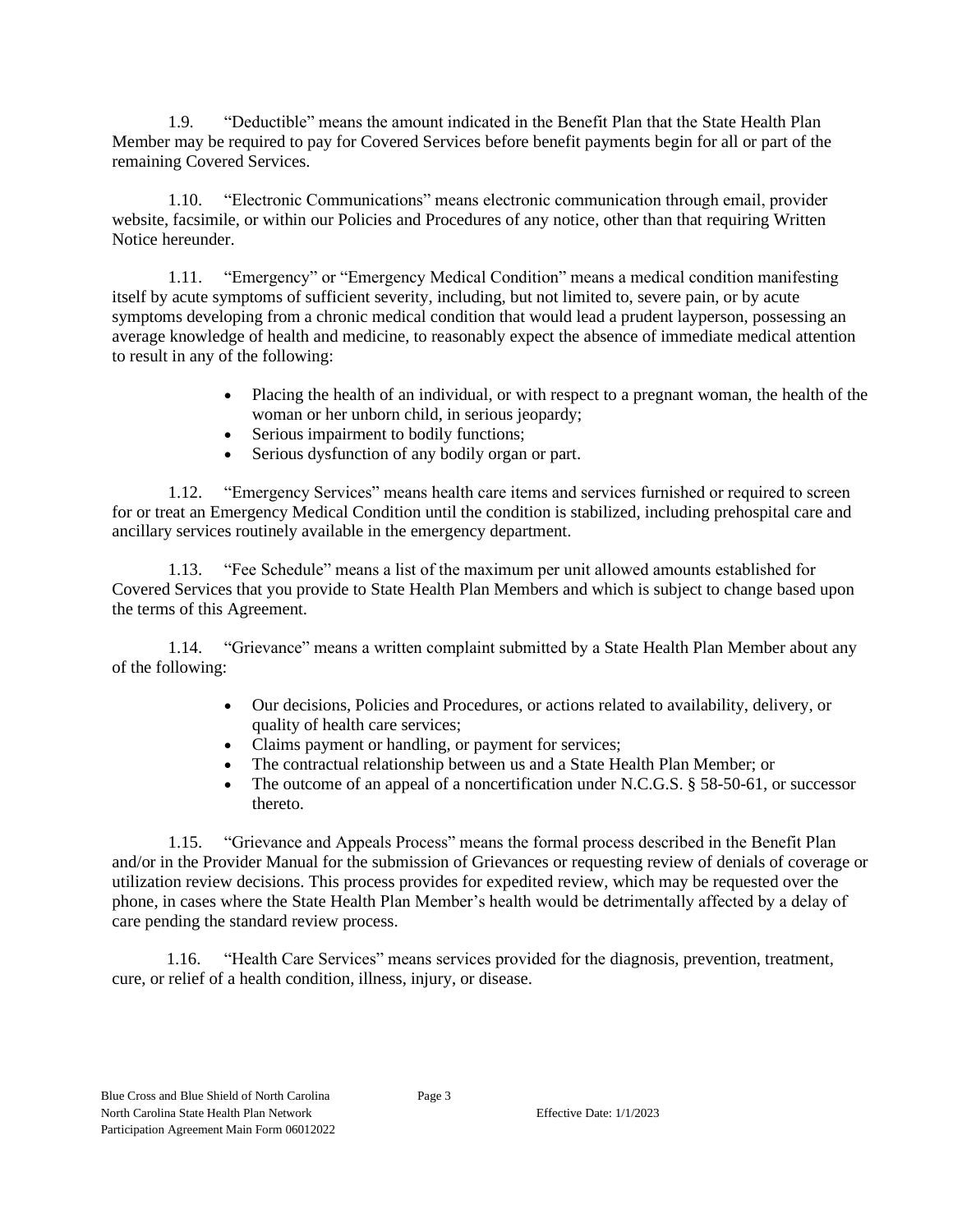1.9. "Deductible" means the amount indicated in the Benefit Plan that the State Health Plan Member may be required to pay for Covered Services before benefit payments begin for all or part of the remaining Covered Services.

1.10. "Electronic Communications" means electronic communication through email, provider website, facsimile, or within our Policies and Procedures of any notice, other than that requiring Written Notice hereunder.

1.11. "Emergency" or "Emergency Medical Condition" means a medical condition manifesting itself by acute symptoms of sufficient severity, including, but not limited to, severe pain, or by acute symptoms developing from a chronic medical condition that would lead a prudent layperson, possessing an average knowledge of health and medicine, to reasonably expect the absence of immediate medical attention to result in any of the following:

- Placing the health of an individual, or with respect to a pregnant woman, the health of the woman or her unborn child, in serious jeopardy;
- Serious impairment to bodily functions;
- Serious dysfunction of any bodily organ or part.

1.12. "Emergency Services" means health care items and services furnished or required to screen for or treat an Emergency Medical Condition until the condition is stabilized, including prehospital care and ancillary services routinely available in the emergency department.

1.13. "Fee Schedule" means a list of the maximum per unit allowed amounts established for Covered Services that you provide to State Health Plan Members and which is subject to change based upon the terms of this Agreement.

1.14. "Grievance" means a written complaint submitted by a State Health Plan Member about any of the following:

- Our decisions, Policies and Procedures, or actions related to availability, delivery, or quality of health care services;
- Claims payment or handling, or payment for services;
- The contractual relationship between us and a State Health Plan Member; or
- The outcome of an appeal of a noncertification under N.C.G.S. § 58-50-61, or successor thereto.

1.15. "Grievance and Appeals Process" means the formal process described in the Benefit Plan and/or in the Provider Manual for the submission of Grievances or requesting review of denials of coverage or utilization review decisions. This process provides for expedited review, which may be requested over the phone, in cases where the State Health Plan Member's health would be detrimentally affected by a delay of care pending the standard review process.

1.16. "Health Care Services" means services provided for the diagnosis, prevention, treatment, cure, or relief of a health condition, illness, injury, or disease.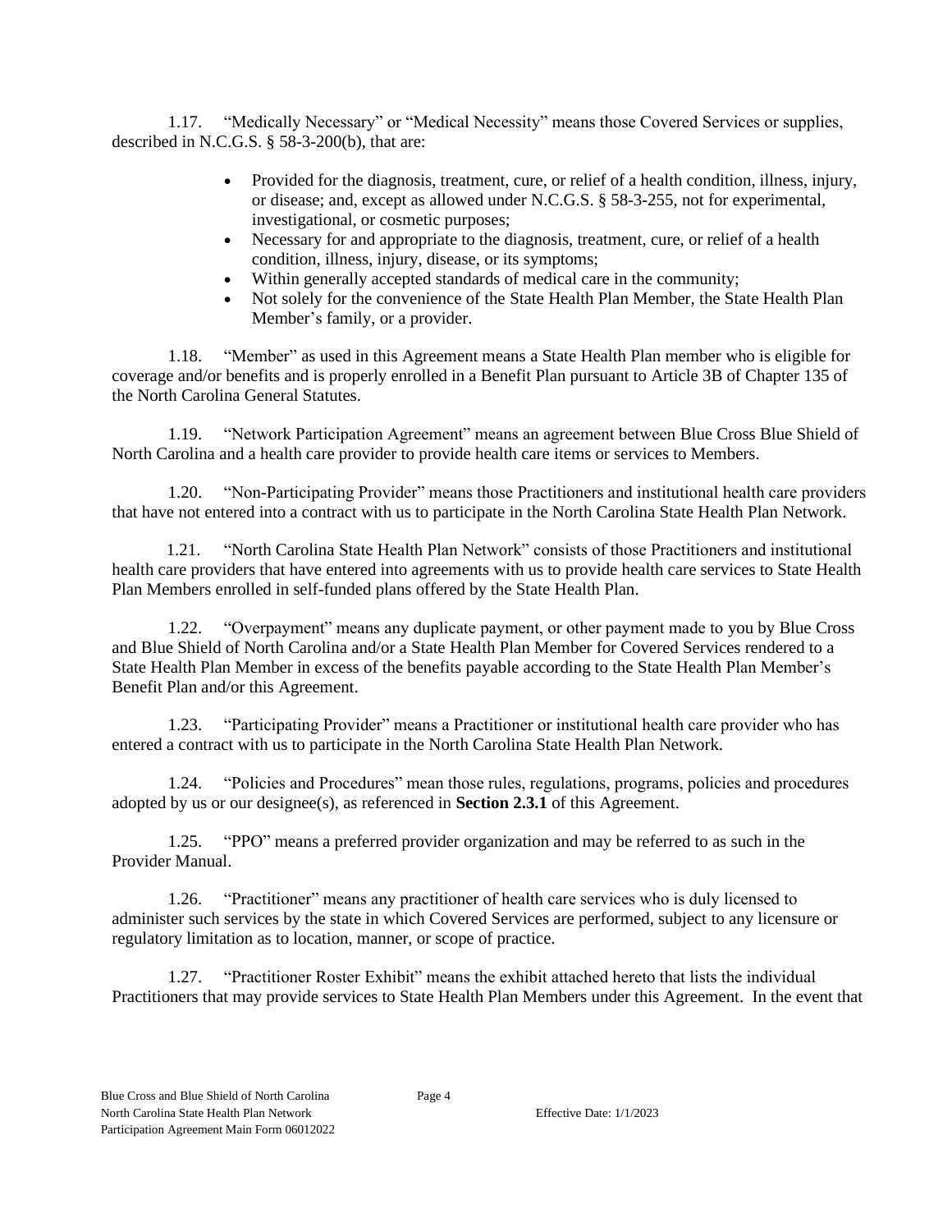1.17. "Medically Necessary" or "Medical Necessity" means those Covered Services or supplies, described in N.C.G.S. § 58-3-200(b), that are:

- Provided for the diagnosis, treatment, cure, or relief of a health condition, illness, injury, or disease; and, except as allowed under N.C.G.S. § 58-3-255, not for experimental, investigational, or cosmetic purposes;
- Necessary for and appropriate to the diagnosis, treatment, cure, or relief of a health condition, illness, injury, disease, or its symptoms;
- Within generally accepted standards of medical care in the community;
- Not solely for the convenience of the State Health Plan Member, the State Health Plan Member's family, or a provider.

1.18. "Member" as used in this Agreement means a State Health Plan member who is eligible for coverage and/or benefits and is properly enrolled in a Benefit Plan pursuant to Article 3B of Chapter 135 of the North Carolina General Statutes.

1.19. "Network Participation Agreement" means an agreement between Blue Cross Blue Shield of North Carolina and a health care provider to provide health care items or services to Members.

1.20. "Non-Participating Provider" means those Practitioners and institutional health care providers that have not entered into a contract with us to participate in the North Carolina State Health Plan Network.

1.21. "North Carolina State Health Plan Network" consists of those Practitioners and institutional health care providers that have entered into agreements with us to provide health care services to State Health Plan Members enrolled in self-funded plans offered by the State Health Plan.

1.22. "Overpayment" means any duplicate payment, or other payment made to you by Blue Cross and Blue Shield of North Carolina and/or a State Health Plan Member for Covered Services rendered to a State Health Plan Member in excess of the benefits payable according to the State Health Plan Member's Benefit Plan and/or this Agreement.

1.23. "Participating Provider" means a Practitioner or institutional health care provider who has entered a contract with us to participate in the North Carolina State Health Plan Network.

1.24. "Policies and Procedures" mean those rules, regulations, programs, policies and procedures adopted by us or our designee(s), as referenced in **Section 2.3.1** of this Agreement.

1.25. "PPO" means a preferred provider organization and may be referred to as such in the Provider Manual.

1.26. "Practitioner" means any practitioner of health care services who is duly licensed to administer such services by the state in which Covered Services are performed, subject to any licensure or regulatory limitation as to location, manner, or scope of practice.

1.27. "Practitioner Roster Exhibit" means the exhibit attached hereto that lists the individual Practitioners that may provide services to State Health Plan Members under this Agreement. In the event that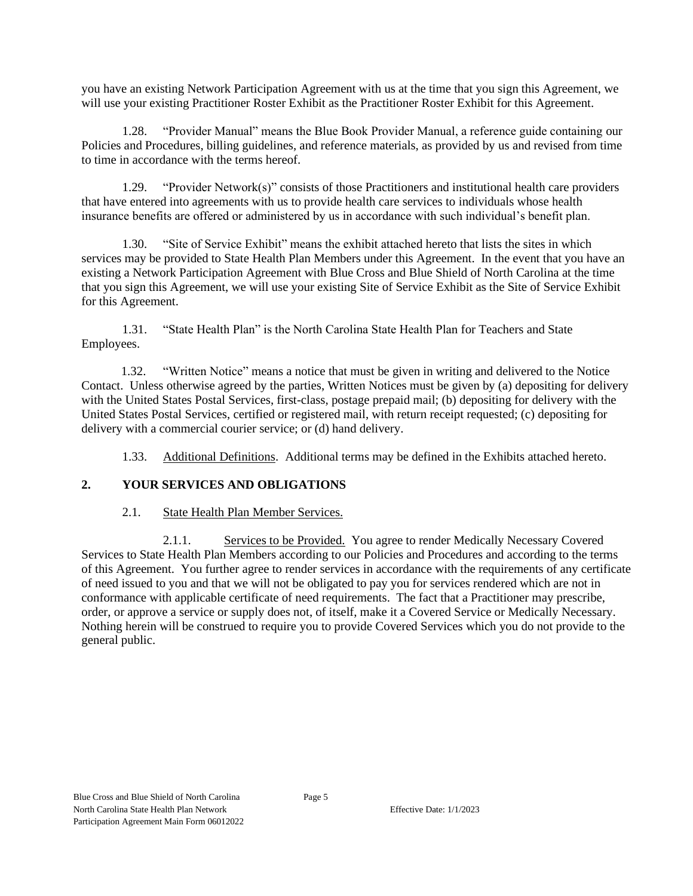you have an existing Network Participation Agreement with us at the time that you sign this Agreement, we will use your existing Practitioner Roster Exhibit as the Practitioner Roster Exhibit for this Agreement.

1.28. "Provider Manual" means the Blue Book Provider Manual, a reference guide containing our Policies and Procedures, billing guidelines, and reference materials, as provided by us and revised from time to time in accordance with the terms hereof.

1.29. "Provider Network(s)" consists of those Practitioners and institutional health care providers that have entered into agreements with us to provide health care services to individuals whose health insurance benefits are offered or administered by us in accordance with such individual's benefit plan.

1.30. "Site of Service Exhibit" means the exhibit attached hereto that lists the sites in which services may be provided to State Health Plan Members under this Agreement. In the event that you have an existing a Network Participation Agreement with Blue Cross and Blue Shield of North Carolina at the time that you sign this Agreement, we will use your existing Site of Service Exhibit as the Site of Service Exhibit for this Agreement.

1.31. "State Health Plan" is the North Carolina State Health Plan for Teachers and State Employees.

1.32. "Written Notice" means a notice that must be given in writing and delivered to the Notice Contact. Unless otherwise agreed by the parties, Written Notices must be given by (a) depositing for delivery with the United States Postal Services, first-class, postage prepaid mail; (b) depositing for delivery with the United States Postal Services, certified or registered mail, with return receipt requested; (c) depositing for delivery with a commercial courier service; or (d) hand delivery.

1.33. Additional Definitions. Additional terms may be defined in the Exhibits attached hereto.

## 2. YOUR SERVICES AND OBLIGATIONS

2.1. State Health Plan Member Services.

2.1.1. Services to be Provided. You agree to render Medically Necessary Covered Services to State Health Plan Members according to our Policies and Procedures and according to the terms of this Agreement. You further agree to render services in accordance with the requirements of any certificate of need issued to you and that we will not be obligated to pay you for services rendered which are not in conformance with applicable certificate of need requirements. The fact that a Practitioner may prescribe, order, or approve a service or supply does not, of itself, make it a Covered Service or Medically Necessary. Nothing herein will be construed to require you to provide Covered Services which you do not provide to the general public.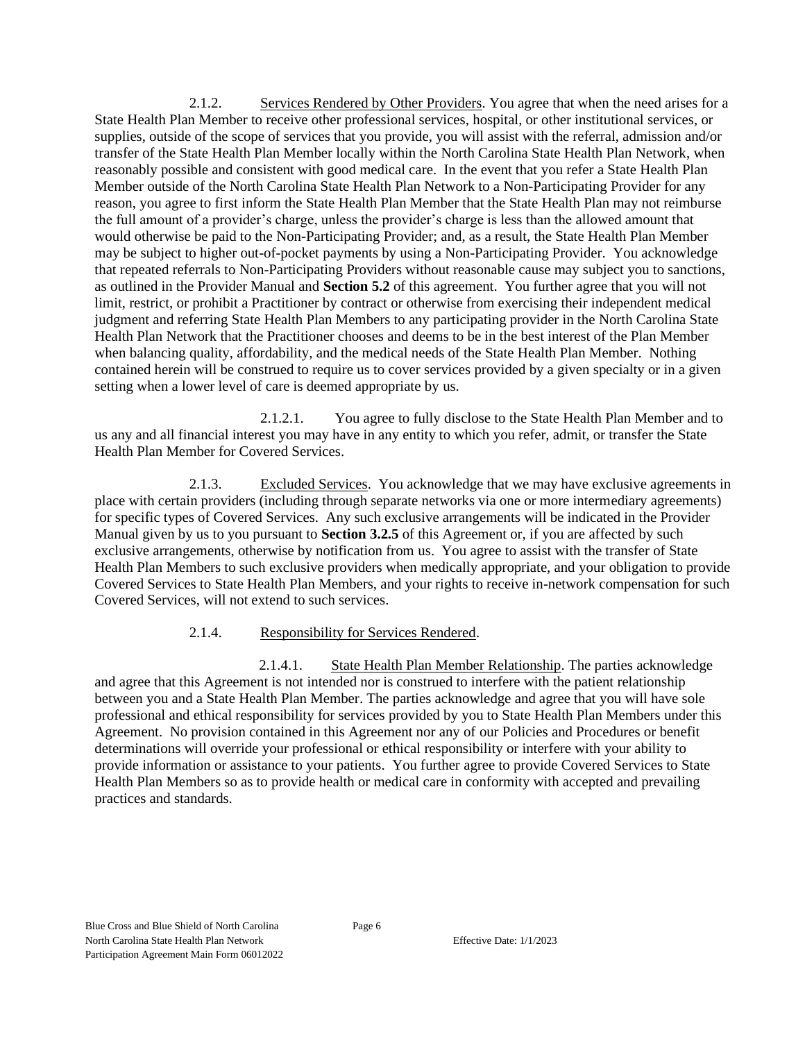2.1.2. Services Rendered by Other Providers. You agree that when the need arises for a State Health Plan Member to receive other professional services, hospital, or other institutional services, or supplies, outside of the scope of services that you provide, you will assist with the referral, admission and/or transfer of the State Health Plan Member locally within the North Carolina State Health Plan Network, when reasonably possible and consistent with good medical care. In the event that you refer a State Health Plan Member outside of the North Carolina State Health Plan Network to a Non-Participating Provider for any reason, you agree to first inform the State Health Plan Member that the State Health Plan may not reimburse the full amount of a provider's charge, unless the provider's charge is less than the allowed amount that would otherwise be paid to the Non-Participating Provider; and, as a result, the State Health Plan Member may be subject to higher out-of-pocket payments by using a Non-Participating Provider. You acknowledge that repeated referrals to Non-Participating Providers without reasonable cause may subject you to sanctions, as outlined in the Provider Manual and **Section 5.2** of this agreement. You further agree that you will not limit, restrict, or prohibit a Practitioner by contract or otherwise from exercising their independent medical judgment and referring State Health Plan Members to any participating provider in the North Carolina State Health Plan Network that the Practitioner chooses and deems to be in the best interest of the Plan Member when balancing quality, affordability, and the medical needs of the State Health Plan Member. Nothing contained herein will be construed to require us to cover services provided by a given specialty or in a given setting when a lower level of care is deemed appropriate by us.

2.1.2.1. You agree to fully disclose to the State Health Plan Member and to us any and all financial interest you may have in any entity to which you refer, admit, or transfer the State Health Plan Member for Covered Services.

2.1.3. Excluded Services. You acknowledge that we may have exclusive agreements in place with certain providers (including through separate networks via one or more intermediary agreements) for specific types of Covered Services. Any such exclusive arrangements will be indicated in the Provider Manual given by us to you pursuant to **Section 3.2.5** of this Agreement or, if you are affected by such exclusive arrangements, otherwise by notification from us. You agree to assist with the transfer of State Health Plan Members to such exclusive providers when medically appropriate, and your obligation to provide Covered Services to State Health Plan Members, and your rights to receive in-network compensation for such Covered Services, will not extend to such services.

2.1.4. Responsibility for Services Rendered.

2.1.4.1. State Health Plan Member Relationship. The parties acknowledge and agree that this Agreement is not intended nor is construed to interfere with the patient relationship between you and a State Health Plan Member. The parties acknowledge and agree that you will have sole professional and ethical responsibility for services provided by you to State Health Plan Members under this Agreement. No provision contained in this Agreement nor any of our Policies and Procedures or benefit determinations will override your professional or ethical responsibility or interfere with your ability to provide information or assistance to your patients. You further agree to provide Covered Services to State Health Plan Members so as to provide health or medical care in conformity with accepted and prevailing practices and standards.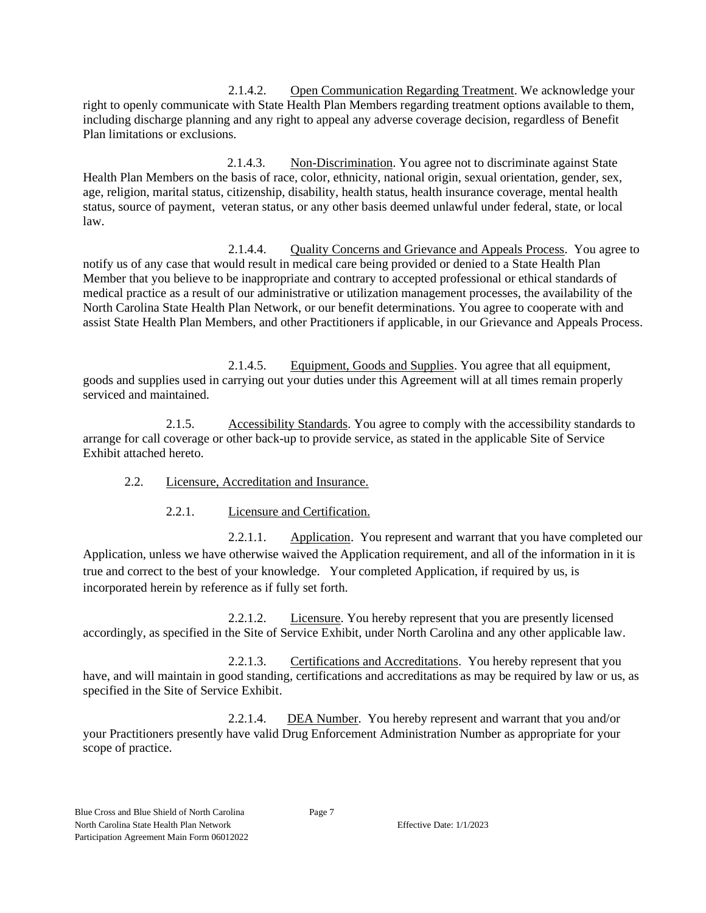2.1.4.2. Open Communication Regarding Treatment. We acknowledge your right to openly communicate with State Health Plan Members regarding treatment options available to them, including discharge planning and any right to appeal any adverse coverage decision, regardless of Benefit Plan limitations or exclusions.

2.1.4.3. Non-Discrimination. You agree not to discriminate against State Health Plan Members on the basis of race, color, ethnicity, national origin, sexual orientation, gender, sex, age, religion, marital status, citizenship, disability, health status, health insurance coverage, mental health status, source of payment, veteran status, or any other basis deemed unlawful under federal, state, or local law.

2.1.4.4. Quality Concerns and Grievance and Appeals Process. You agree to notify us of any case that would result in medical care being provided or denied to a State Health Plan Member that you believe to be inappropriate and contrary to accepted professional or ethical standards of medical practice as a result of our administrative or utilization management processes, the availability of the North Carolina State Health Plan Network, or our benefit determinations. You agree to cooperate with and assist State Health Plan Members, and other Practitioners if applicable, in our Grievance and Appeals Process.

2.1.4.5. Equipment, Goods and Supplies. You agree that all equipment, goods and supplies used in carrying out your duties under this Agreement will at all times remain properly serviced and maintained.

2.1.5. Accessibility Standards. You agree to comply with the accessibility standards to arrange for call coverage or other back-up to provide service, as stated in the applicable Site of Service Exhibit attached hereto.

2.2. Licensure, Accreditation and Insurance.

2.2.1. Licensure and Certification.

2.2.1.1. Application. You represent and warrant that you have completed our Application, unless we have otherwise waived the Application requirement, and all of the information in it is true and correct to the best of your knowledge. Your completed Application, if required by us, is incorporated herein by reference as if fully set forth.

2.2.1.2. Licensure. You hereby represent that you are presently licensed accordingly, as specified in the Site of Service Exhibit, under North Carolina and any other applicable law.

2.2.1.3. Certifications and Accreditations. You hereby represent that you have, and will maintain in good standing, certifications and accreditations as may be required by law or us, as specified in the Site of Service Exhibit.

2.2.1.4. DEA Number. You hereby represent and warrant that you and/or your Practitioners presently have valid Drug Enforcement Administration Number as appropriate for your scope of practice.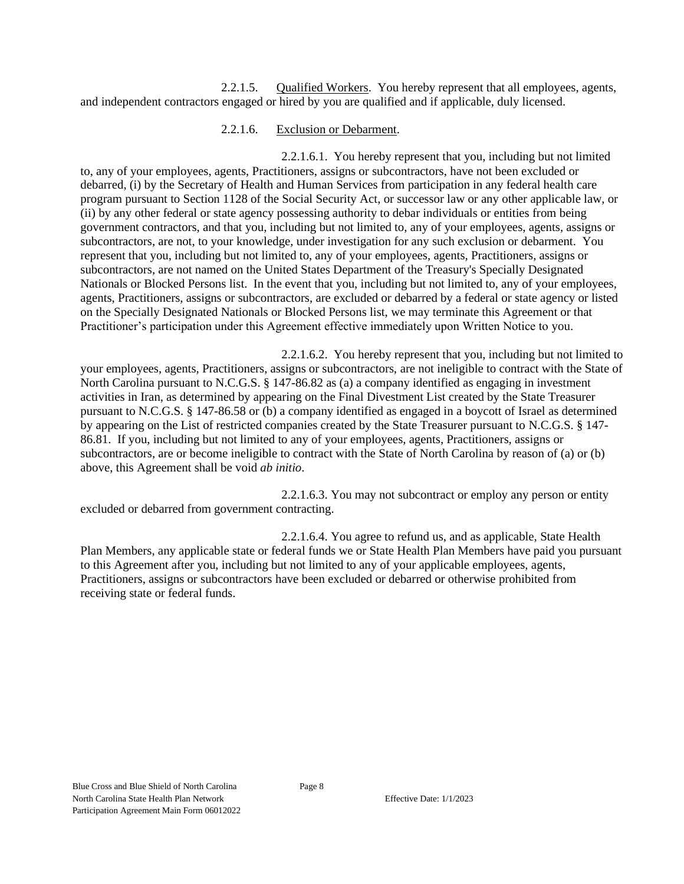2.2.1.5. <u>Qualified Workers</u>. You hereby represent that all employees, agents, and independent contractors engaged or hired by you are qualified and if applicable, duly licensed.

2.2.1.6. <u>Exclusion or Debarment</u>.

2.2.1.6.1. You hereby represent that you, including but not limited to, any of your employees, agents, Practitioners, assigns or subcontractors, have not been excluded or debarred, (i) by the Secretary of Health and Human Services from participation in any federal health care program pursuant to Section 1128 of the Social Security Act, or successor law or any other applicable law, or (ii) by any other federal or state agency possessing authority to debar individuals or entities from being government contractors, and that you, including but not limited to, any of your employees, agents, assigns or subcontractors, are not, to your knowledge, under investigation for any such exclusion or debarment. You represent that you, including but not limited to, any of your employees, agents, Practitioners, assigns or subcontractors, are not named on the United States Department of the Treasury's Specially Designated Nationals or Blocked Persons list. In the event that you, including but not limited to, any of your employees, agents, Practitioners, assigns or subcontractors, are excluded or debarred by a federal or state agency or listed on the Specially Designated Nationals or Blocked Persons list, we may terminate this Agreement or that Practitioner's participation under this Agreement effective immediately upon Written Notice to you.

2.2.1.6.2. You hereby represent that you, including but not limited to your employees, agents, Practitioners, assigns or subcontractors, are not ineligible to contract with the State of North Carolina pursuant to N.C.G.S. § 147-86.82 as (a) a company identified as engaging in investment activities in Iran, as determined by appearing on the Final Divestment List created by the State Treasurer pursuant to N.C.G.S. § 147-86.58 or (b) a company identified as engaged in a boycott of Israel as determined by appearing on the List of restricted companies created by the State Treasurer pursuant to N.C.G.S. § 147-86.81. If you, including but not limited to any of your employees, agents, Practitioners, assigns or subcontractors, are or become ineligible to contract with the State of North Carolina by reason of (a) or (b) above, this Agreement shall be void *ab initio*.

2.2.1.6.3. You may not subcontract or employ any person or entity excluded or debarred from government contracting.

2.2.1.6.4. You agree to refund us, and as applicable, State Health Plan Members, any applicable state or federal funds we or State Health Plan Members have paid you pursuant to this Agreement after you, including but not limited to any of your applicable employees, agents, Practitioners, assigns or subcontractors have been excluded or debarred or otherwise prohibited from receiving state or federal funds.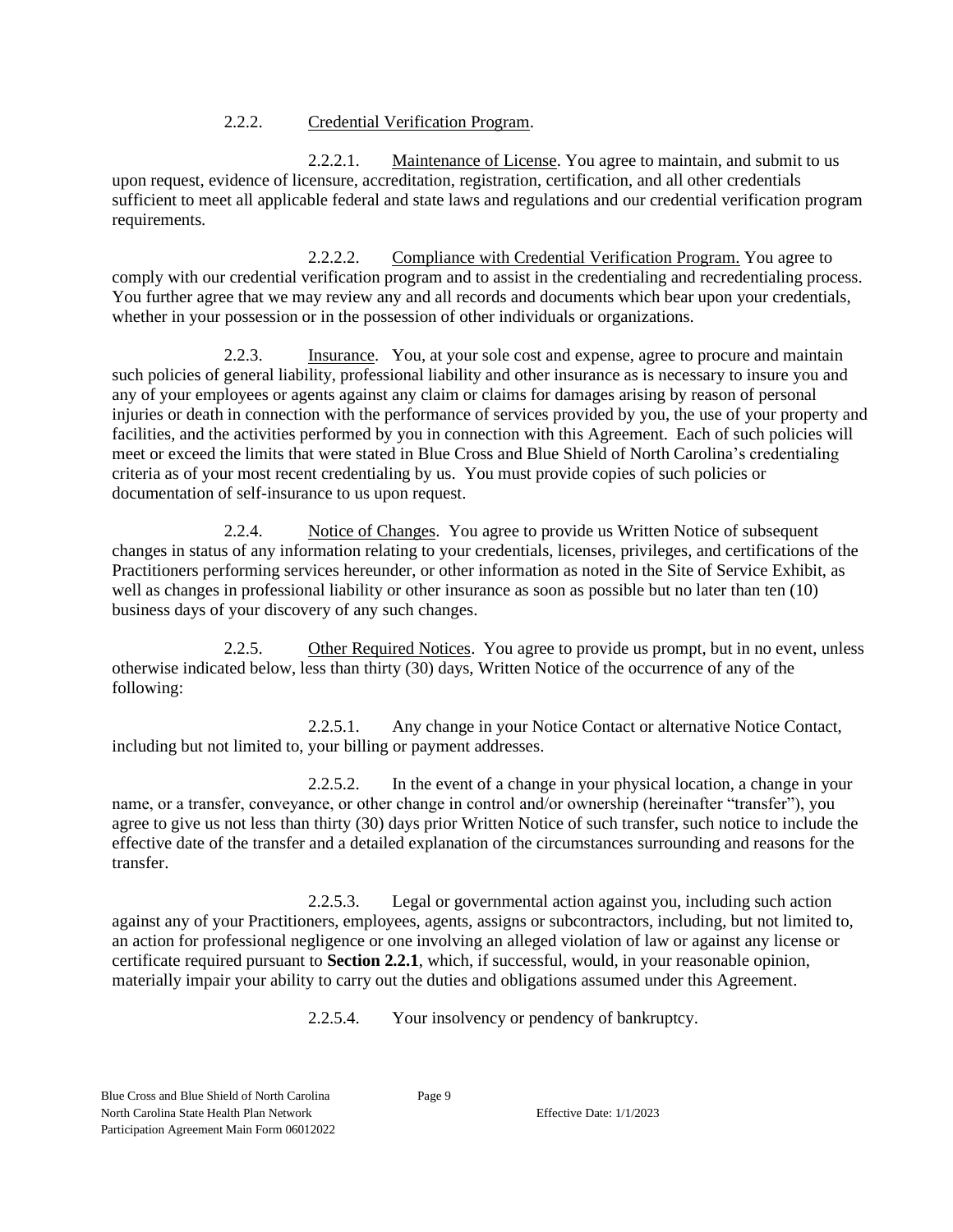2.2.2. Credential Verification Program.

2.2.2.1. Maintenance of License. You agree to maintain, and submit to us upon request, evidence of licensure, accreditation, registration, certification, and all other credentials sufficient to meet all applicable federal and state laws and regulations and our credential verification program requirements.

2.2.2.2. Compliance with Credential Verification Program. You agree to comply with our credential verification program and to assist in the credentialing and recredentialing process. You further agree that we may review any and all records and documents which bear upon your credentials, whether in your possession or in the possession of other individuals or organizations.

2.2.3. Insurance. You, at your sole cost and expense, agree to procure and maintain such policies of general liability, professional liability and other insurance as is necessary to insure you and any of your employees or agents against any claim or claims for damages arising by reason of personal injuries or death in connection with the performance of services provided by you, the use of your property and facilities, and the activities performed by you in connection with this Agreement. Each of such policies will meet or exceed the limits that were stated in Blue Cross and Blue Shield of North Carolina's credentialing criteria as of your most recent credentialing by us. You must provide copies of such policies or documentation of self-insurance to us upon request.

2.2.4. Notice of Changes. You agree to provide us Written Notice of subsequent changes in status of any information relating to your credentials, licenses, privileges, and certifications of the Practitioners performing services hereunder, or other information as noted in the Site of Service Exhibit, as well as changes in professional liability or other insurance as soon as possible but no later than ten (10) business days of your discovery of any such changes.

2.2.5. Other Required Notices. You agree to provide us prompt, but in no event, unless otherwise indicated below, less than thirty (30) days, Written Notice of the occurrence of any of the following:

2.2.5.1. Any change in your Notice Contact or alternative Notice Contact, including but not limited to, your billing or payment addresses.

2.2.5.2. In the event of a change in your physical location, a change in your name, or a transfer, conveyance, or other change in control and/or ownership (hereinafter "transfer"), you agree to give us not less than thirty (30) days prior Written Notice of such transfer, such notice to include the effective date of the transfer and a detailed explanation of the circumstances surrounding and reasons for the transfer.

2.2.5.3. Legal or governmental action against you, including such action against any of your Practitioners, employees, agents, assigns or subcontractors, including, but not limited to, an action for professional negligence or one involving an alleged violation of law or against any license or certificate required pursuant to **Section 2.2.1**, which, if successful, would, in your reasonable opinion, materially impair your ability to carry out the duties and obligations assumed under this Agreement.

2.2.5.4. Your insolvency or pendency of bankruptcy.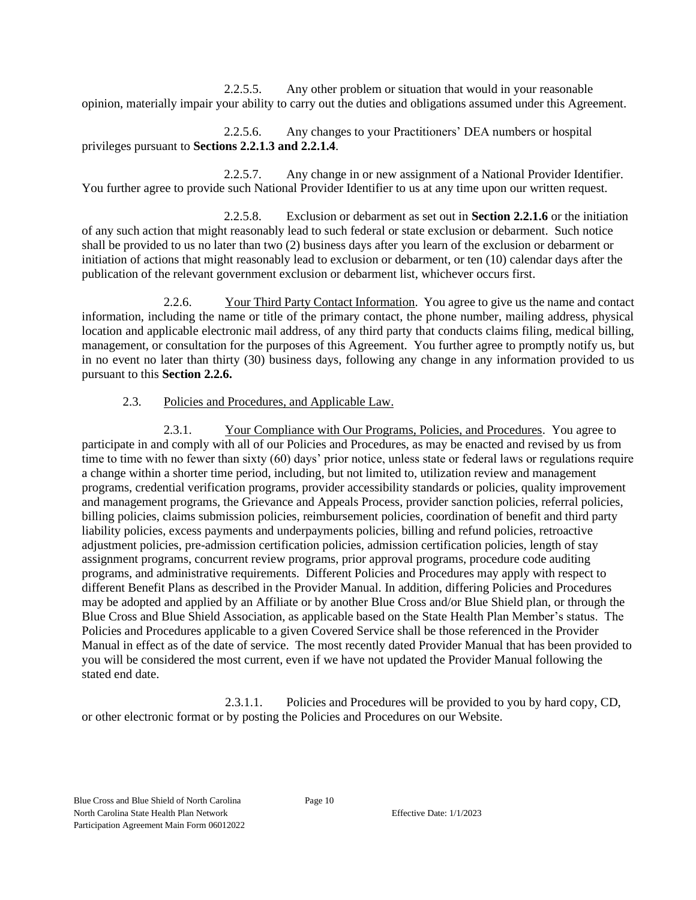2.2.5.5. Any other problem or situation that would in your reasonable opinion, materially impair your ability to carry out the duties and obligations assumed under this Agreement.

2.2.5.6. Any changes to your Practitioners' DEA numbers or hospital privileges pursuant to **Sections 2.2.1.3 and 2.2.1.4**.

2.2.5.7. Any change in or new assignment of a National Provider Identifier. You further agree to provide such National Provider Identifier to us at any time upon our written request.

2.2.5.8. Exclusion or debarment as set out in **Section 2.2.1.6** or the initiation of any such action that might reasonably lead to such federal or state exclusion or debarment. Such notice shall be provided to us no later than two (2) business days after you learn of the exclusion or debarment or initiation of actions that might reasonably lead to exclusion or debarment, or ten (10) calendar days after the publication of the relevant government exclusion or debarment list, whichever occurs first.

2.2.6. <u>Your Third Party Contact Information</u>. You agree to give us the name and contact information, including the name or title of the primary contact, the phone number, mailing address, physical location and applicable electronic mail address, of any third party that conducts claims filing, medical billing, management, or consultation for the purposes of this Agreement. You further agree to promptly notify us, but in no event no later than thirty (30) business days, following any change in any information provided to us pursuant to this **Section 2.2.6.**

2.3. <u>Policies and Procedures, and Applicable Law.</u>

2.3.1. <u>Your Compliance with Our Programs, Policies, and Procedures</u>. You agree to participate in and comply with all of our Policies and Procedures, as may be enacted and revised by us from time to time with no fewer than sixty (60) days' prior notice, unless state or federal laws or regulations require a change within a shorter time period, including, but not limited to, utilization review and management programs, credential verification programs, provider accessibility standards or policies, quality improvement and management programs, the Grievance and Appeals Process, provider sanction policies, referral policies, billing policies, claims submission policies, reimbursement policies, coordination of benefit and third party liability policies, excess payments and underpayments policies, billing and refund policies, retroactive adjustment policies, pre-admission certification policies, admission certification policies, length of stay assignment programs, concurrent review programs, prior approval programs, procedure code auditing programs, and administrative requirements. Different Policies and Procedures may apply with respect to different Benefit Plans as described in the Provider Manual. In addition, differing Policies and Procedures may be adopted and applied by an Affiliate or by another Blue Cross and/or Blue Shield plan, or through the Blue Cross and Blue Shield Association, as applicable based on the State Health Plan Member's status. The Policies and Procedures applicable to a given Covered Service shall be those referenced in the Provider Manual in effect as of the date of service. The most recently dated Provider Manual that has been provided to you will be considered the most current, even if we have not updated the Provider Manual following the stated end date.

2.3.1.1. Policies and Procedures will be provided to you by hard copy, CD, or other electronic format or by posting the Policies and Procedures on our Website.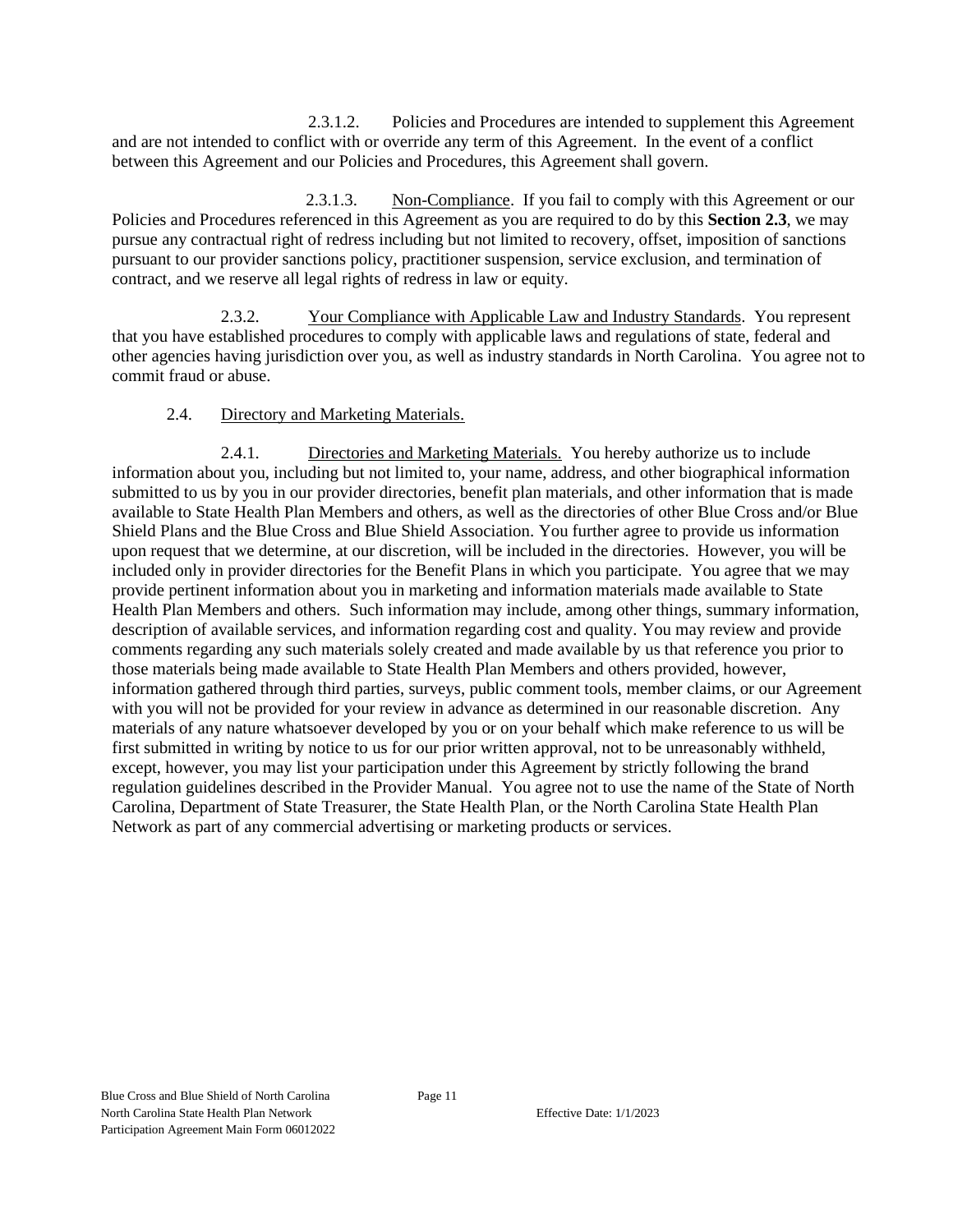2.3.1.2. Policies and Procedures are intended to supplement this Agreement and are not intended to conflict with or override any term of this Agreement. In the event of a conflict between this Agreement and our Policies and Procedures, this Agreement shall govern.

2.3.1.3. Non-Compliance. If you fail to comply with this Agreement or our Policies and Procedures referenced in this Agreement as you are required to do by this **Section 2.3**, we may pursue any contractual right of redress including but not limited to recovery, offset, imposition of sanctions pursuant to our provider sanctions policy, practitioner suspension, service exclusion, and termination of contract, and we reserve all legal rights of redress in law or equity.

2.3.2. Your Compliance with Applicable Law and Industry Standards. You represent that you have established procedures to comply with applicable laws and regulations of state, federal and other agencies having jurisdiction over you, as well as industry standards in North Carolina. You agree not to commit fraud or abuse.

2.4. Directory and Marketing Materials.

2.4.1. Directories and Marketing Materials. You hereby authorize us to include information about you, including but not limited to, your name, address, and other biographical information submitted to us by you in our provider directories, benefit plan materials, and other information that is made available to State Health Plan Members and others, as well as the directories of other Blue Cross and/or Blue Shield Plans and the Blue Cross and Blue Shield Association. You further agree to provide us information upon request that we determine, at our discretion, will be included in the directories. However, you will be included only in provider directories for the Benefit Plans in which you participate. You agree that we may provide pertinent information about you in marketing and information materials made available to State Health Plan Members and others. Such information may include, among other things, summary information, description of available services, and information regarding cost and quality. You may review and provide comments regarding any such materials solely created and made available by us that reference you prior to those materials being made available to State Health Plan Members and others provided, however, information gathered through third parties, surveys, public comment tools, member claims, or our Agreement with you will not be provided for your review in advance as determined in our reasonable discretion. Any materials of any nature whatsoever developed by you or on your behalf which make reference to us will be first submitted in writing by notice to us for our prior written approval, not to be unreasonably withheld, except, however, you may list your participation under this Agreement by strictly following the brand regulation guidelines described in the Provider Manual. You agree not to use the name of the State of North Carolina, Department of State Treasurer, the State Health Plan, or the North Carolina State Health Plan Network as part of any commercial advertising or marketing products or services.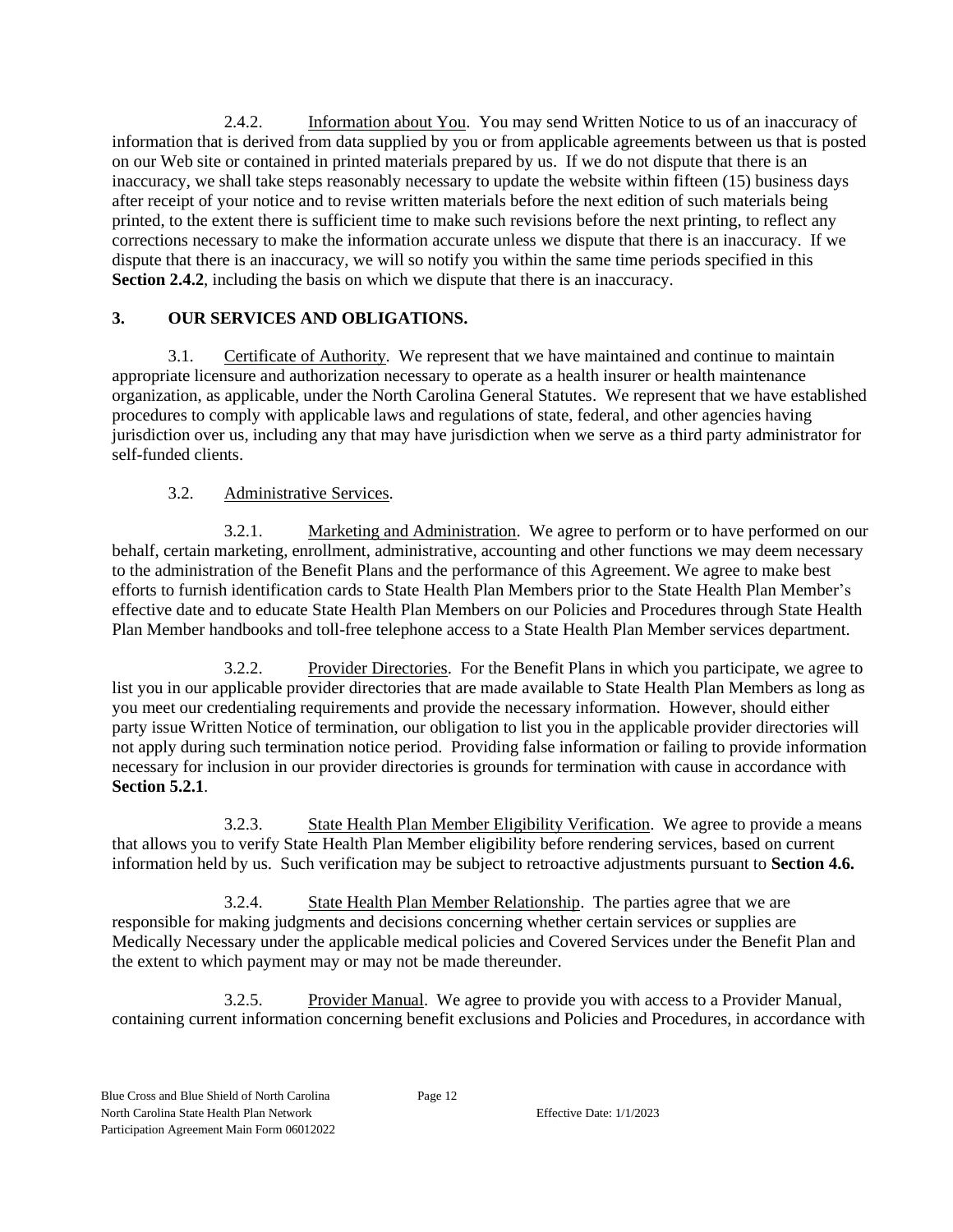2.4.2. Information about You. You may send Written Notice to us of an inaccuracy of information that is derived from data supplied by you or from applicable agreements between us that is posted on our Web site or contained in printed materials prepared by us. If we do not dispute that there is an inaccuracy, we shall take steps reasonably necessary to update the website within fifteen (15) business days after receipt of your notice and to revise written materials before the next edition of such materials being printed, to the extent there is sufficient time to make such revisions before the next printing, to reflect any corrections necessary to make the information accurate unless we dispute that there is an inaccuracy. If we dispute that there is an inaccuracy, we will so notify you within the same time periods specified in this **Section 2.4.2**, including the basis on which we dispute that there is an inaccuracy.

## 3. OUR SERVICES AND OBLIGATIONS.

3.1. Certificate of Authority. We represent that we have maintained and continue to maintain appropriate licensure and authorization necessary to operate as a health insurer or health maintenance organization, as applicable, under the North Carolina General Statutes. We represent that we have established procedures to comply with applicable laws and regulations of state, federal, and other agencies having jurisdiction over us, including any that may have jurisdiction when we serve as a third party administrator for self-funded clients.

3.2. Administrative Services.

3.2.1. Marketing and Administration. We agree to perform or to have performed on our behalf, certain marketing, enrollment, administrative, accounting and other functions we may deem necessary to the administration of the Benefit Plans and the performance of this Agreement. We agree to make best efforts to furnish identification cards to State Health Plan Members prior to the State Health Plan Member's effective date and to educate State Health Plan Members on our Policies and Procedures through State Health Plan Member handbooks and toll-free telephone access to a State Health Plan Member services department.

3.2.2. Provider Directories. For the Benefit Plans in which you participate, we agree to list you in our applicable provider directories that are made available to State Health Plan Members as long as you meet our credentialing requirements and provide the necessary information. However, should either party issue Written Notice of termination, our obligation to list you in the applicable provider directories will not apply during such termination notice period. Providing false information or failing to provide information necessary for inclusion in our provider directories is grounds for termination with cause in accordance with **Section 5.2.1**.

3.2.3. State Health Plan Member Eligibility Verification. We agree to provide a means that allows you to verify State Health Plan Member eligibility before rendering services, based on current information held by us. Such verification may be subject to retroactive adjustments pursuant to **Section 4.6.**

3.2.4. State Health Plan Member Relationship. The parties agree that we are responsible for making judgments and decisions concerning whether certain services or supplies are Medically Necessary under the applicable medical policies and Covered Services under the Benefit Plan and the extent to which payment may or may not be made thereunder.

3.2.5. Provider Manual. We agree to provide you with access to a Provider Manual, containing current information concerning benefit exclusions and Policies and Procedures, in accordance with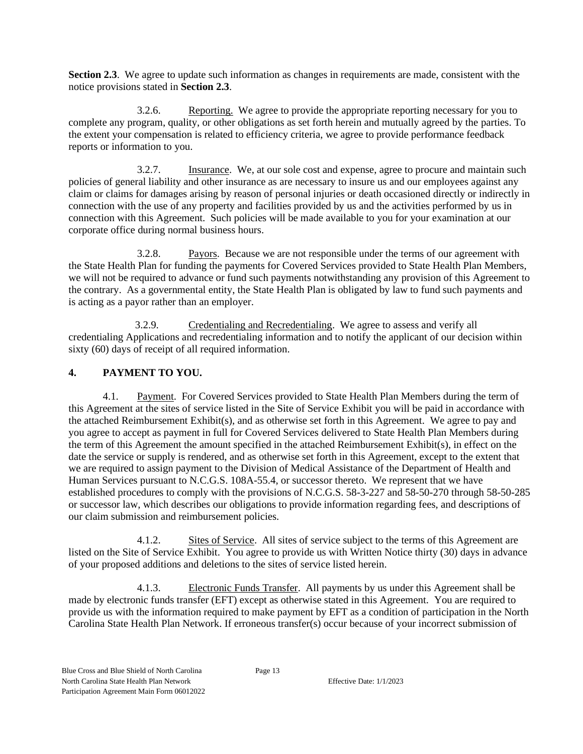**Section 2.3**. We agree to update such information as changes in requirements are made, consistent with the notice provisions stated in **Section 2.3**.

3.2.6. Reporting. We agree to provide the appropriate reporting necessary for you to complete any program, quality, or other obligations as set forth herein and mutually agreed by the parties. To the extent your compensation is related to efficiency criteria, we agree to provide performance feedback reports or information to you.

3.2.7. Insurance. We, at our sole cost and expense, agree to procure and maintain such policies of general liability and other insurance as are necessary to insure us and our employees against any claim or claims for damages arising by reason of personal injuries or death occasioned directly or indirectly in connection with the use of any property and facilities provided by us and the activities performed by us in connection with this Agreement. Such policies will be made available to you for your examination at our corporate office during normal business hours.

3.2.8. Payors. Because we are not responsible under the terms of our agreement with the State Health Plan for funding the payments for Covered Services provided to State Health Plan Members, we will not be required to advance or fund such payments notwithstanding any provision of this Agreement to the contrary. As a governmental entity, the State Health Plan is obligated by law to fund such payments and is acting as a payor rather than an employer.

3.2.9. Credentialing and Recredentialing. We agree to assess and verify all credentialing Applications and recredentialing information and to notify the applicant of our decision within sixty (60) days of receipt of all required information.

## 4. PAYMENT TO YOU.

4.1. Payment. For Covered Services provided to State Health Plan Members during the term of this Agreement at the sites of service listed in the Site of Service Exhibit you will be paid in accordance with the attached Reimbursement Exhibit(s), and as otherwise set forth in this Agreement. We agree to pay and you agree to accept as payment in full for Covered Services delivered to State Health Plan Members during the term of this Agreement the amount specified in the attached Reimbursement Exhibit(s), in effect on the date the service or supply is rendered, and as otherwise set forth in this Agreement, except to the extent that we are required to assign payment to the Division of Medical Assistance of the Department of Health and Human Services pursuant to N.C.G.S. 108A-55.4, or successor thereto. We represent that we have established procedures to comply with the provisions of N.C.G.S. 58-3-227 and 58-50-270 through 58-50-285 or successor law, which describes our obligations to provide information regarding fees, and descriptions of our claim submission and reimbursement policies.

4.1.2. Sites of Service. All sites of service subject to the terms of this Agreement are listed on the Site of Service Exhibit. You agree to provide us with Written Notice thirty (30) days in advance of your proposed additions and deletions to the sites of service listed herein.

4.1.3. Electronic Funds Transfer. All payments by us under this Agreement shall be made by electronic funds transfer (EFT) except as otherwise stated in this Agreement. You are required to provide us with the information required to make payment by EFT as a condition of participation in the North Carolina State Health Plan Network. If erroneous transfer(s) occur because of your incorrect submission of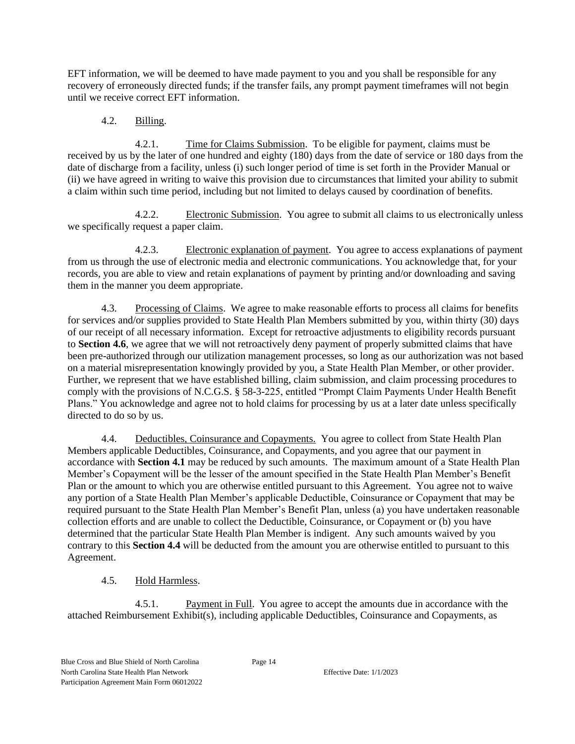EFT information, we will be deemed to have made payment to you and you shall be responsible for any recovery of erroneously directed funds; if the transfer fails, any prompt payment timeframes will not begin until we receive correct EFT information.

4.2. Billing.

4.2.1. Time for Claims Submission. To be eligible for payment, claims must be received by us by the later of one hundred and eighty (180) days from the date of service or 180 days from the date of discharge from a facility, unless (i) such longer period of time is set forth in the Provider Manual or (ii) we have agreed in writing to waive this provision due to circumstances that limited your ability to submit a claim within such time period, including but not limited to delays caused by coordination of benefits.

4.2.2. Electronic Submission. You agree to submit all claims to us electronically unless we specifically request a paper claim.

4.2.3. Electronic explanation of payment. You agree to access explanations of payment from us through the use of electronic media and electronic communications. You acknowledge that, for your records, you are able to view and retain explanations of payment by printing and/or downloading and saving them in the manner you deem appropriate.

4.3. Processing of Claims. We agree to make reasonable efforts to process all claims for benefits for services and/or supplies provided to State Health Plan Members submitted by you, within thirty (30) days of our receipt of all necessary information. Except for retroactive adjustments to eligibility records pursuant to **Section 4.6**, we agree that we will not retroactively deny payment of properly submitted claims that have been pre-authorized through our utilization management processes, so long as our authorization was not based on a material misrepresentation knowingly provided by you, a State Health Plan Member, or other provider. Further, we represent that we have established billing, claim submission, and claim processing procedures to comply with the provisions of N.C.G.S. § 58-3-225, entitled "Prompt Claim Payments Under Health Benefit Plans." You acknowledge and agree not to hold claims for processing by us at a later date unless specifically directed to do so by us.

4.4. Deductibles, Coinsurance and Copayments. You agree to collect from State Health Plan Members applicable Deductibles, Coinsurance, and Copayments, and you agree that our payment in accordance with **Section 4.1** may be reduced by such amounts. The maximum amount of a State Health Plan Member's Copayment will be the lesser of the amount specified in the State Health Plan Member's Benefit Plan or the amount to which you are otherwise entitled pursuant to this Agreement. You agree not to waive any portion of a State Health Plan Member's applicable Deductible, Coinsurance or Copayment that may be required pursuant to the State Health Plan Member's Benefit Plan, unless (a) you have undertaken reasonable collection efforts and are unable to collect the Deductible, Coinsurance, or Copayment or (b) you have determined that the particular State Health Plan Member is indigent. Any such amounts waived by you contrary to this **Section 4.4** will be deducted from the amount you are otherwise entitled to pursuant to this Agreement.

4.5. Hold Harmless.

4.5.1. Payment in Full. You agree to accept the amounts due in accordance with the attached Reimbursement Exhibit(s), including applicable Deductibles, Coinsurance and Copayments, as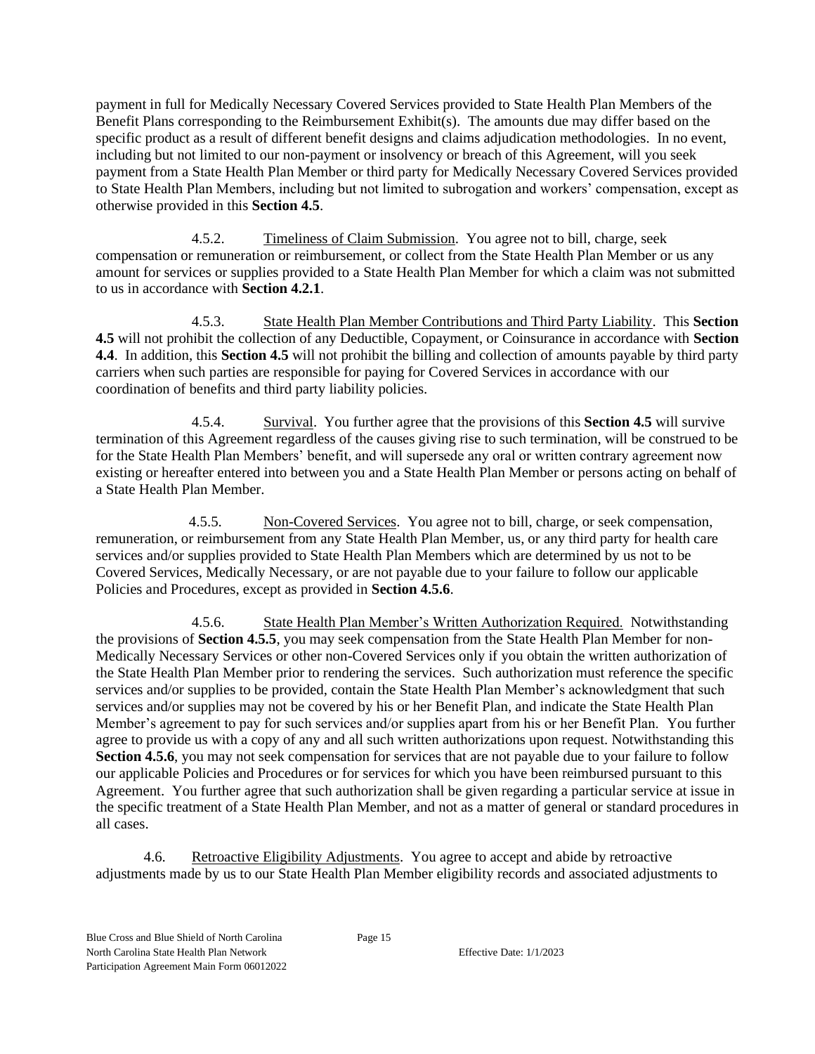payment in full for Medically Necessary Covered Services provided to State Health Plan Members of the Benefit Plans corresponding to the Reimbursement Exhibit(s). The amounts due may differ based on the specific product as a result of different benefit designs and claims adjudication methodologies. In no event, including but not limited to our non-payment or insolvency or breach of this Agreement, will you seek payment from a State Health Plan Member or third party for Medically Necessary Covered Services provided to State Health Plan Members, including but not limited to subrogation and workers' compensation, except as otherwise provided in this **Section 4.5**.

4.5.2. Timeliness of Claim Submission. You agree not to bill, charge, seek compensation or remuneration or reimbursement, or collect from the State Health Plan Member or us any amount for services or supplies provided to a State Health Plan Member for which a claim was not submitted to us in accordance with **Section 4.2.1**.

4.5.3. State Health Plan Member Contributions and Third Party Liability. This **Section 4.5** will not prohibit the collection of any Deductible, Copayment, or Coinsurance in accordance with **Section 4.4**. In addition, this **Section 4.5** will not prohibit the billing and collection of amounts payable by third party carriers when such parties are responsible for paying for Covered Services in accordance with our coordination of benefits and third party liability policies.

4.5.4. Survival. You further agree that the provisions of this **Section 4.5** will survive termination of this Agreement regardless of the causes giving rise to such termination, will be construed to be for the State Health Plan Members' benefit, and will supersede any oral or written contrary agreement now existing or hereafter entered into between you and a State Health Plan Member or persons acting on behalf of a State Health Plan Member.

4.5.5. Non-Covered Services. You agree not to bill, charge, or seek compensation, remuneration, or reimbursement from any State Health Plan Member, us, or any third party for health care services and/or supplies provided to State Health Plan Members which are determined by us not to be Covered Services, Medically Necessary, or are not payable due to your failure to follow our applicable Policies and Procedures, except as provided in **Section 4.5.6**.

4.5.6. State Health Plan Member's Written Authorization Required. Notwithstanding the provisions of **Section 4.5.5**, you may seek compensation from the State Health Plan Member for non-Medically Necessary Services or other non-Covered Services only if you obtain the written authorization of the State Health Plan Member prior to rendering the services. Such authorization must reference the specific services and/or supplies to be provided, contain the State Health Plan Member's acknowledgment that such services and/or supplies may not be covered by his or her Benefit Plan, and indicate the State Health Plan Member's agreement to pay for such services and/or supplies apart from his or her Benefit Plan. You further agree to provide us with a copy of any and all such written authorizations upon request. Notwithstanding this **Section 4.5.6**, you may not seek compensation for services that are not payable due to your failure to follow our applicable Policies and Procedures or for services for which you have been reimbursed pursuant to this Agreement. You further agree that such authorization shall be given regarding a particular service at issue in the specific treatment of a State Health Plan Member, and not as a matter of general or standard procedures in all cases.

4.6. Retroactive Eligibility Adjustments. You agree to accept and abide by retroactive adjustments made by us to our State Health Plan Member eligibility records and associated adjustments to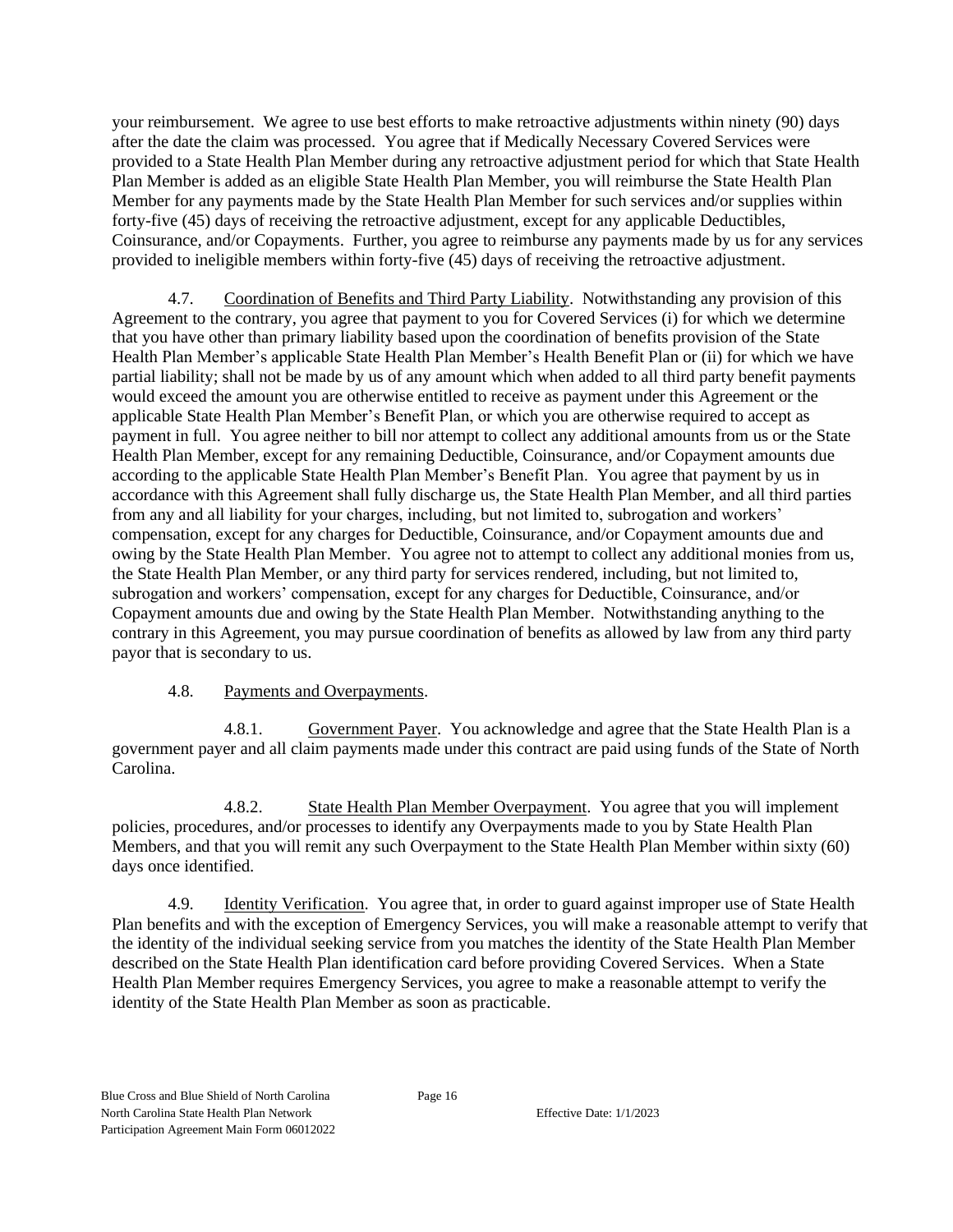your reimbursement. We agree to use best efforts to make retroactive adjustments within ninety (90) days after the date the claim was processed. You agree that if Medically Necessary Covered Services were provided to a State Health Plan Member during any retroactive adjustment period for which that State Health Plan Member is added as an eligible State Health Plan Member, you will reimburse the State Health Plan Member for any payments made by the State Health Plan Member for such services and/or supplies within forty-five (45) days of receiving the retroactive adjustment, except for any applicable Deductibles, Coinsurance, and/or Copayments. Further, you agree to reimburse any payments made by us for any services provided to ineligible members within forty-five (45) days of receiving the retroactive adjustment.

4.7. Coordination of Benefits and Third Party Liability. Notwithstanding any provision of this Agreement to the contrary, you agree that payment to you for Covered Services (i) for which we determine that you have other than primary liability based upon the coordination of benefits provision of the State Health Plan Member's applicable State Health Plan Member's Health Benefit Plan or (ii) for which we have partial liability; shall not be made by us of any amount which when added to all third party benefit payments would exceed the amount you are otherwise entitled to receive as payment under this Agreement or the applicable State Health Plan Member's Benefit Plan, or which you are otherwise required to accept as payment in full. You agree neither to bill nor attempt to collect any additional amounts from us or the State Health Plan Member, except for any remaining Deductible, Coinsurance, and/or Copayment amounts due according to the applicable State Health Plan Member's Benefit Plan. You agree that payment by us in accordance with this Agreement shall fully discharge us, the State Health Plan Member, and all third parties from any and all liability for your charges, including, but not limited to, subrogation and workers' compensation, except for any charges for Deductible, Coinsurance, and/or Copayment amounts due and owing by the State Health Plan Member. You agree not to attempt to collect any additional monies from us, the State Health Plan Member, or any third party for services rendered, including, but not limited to, subrogation and workers' compensation, except for any charges for Deductible, Coinsurance, and/or Copayment amounts due and owing by the State Health Plan Member. Notwithstanding anything to the contrary in this Agreement, you may pursue coordination of benefits as allowed by law from any third party payor that is secondary to us.

4.8. Payments and Overpayments.

4.8.1. Government Payer. You acknowledge and agree that the State Health Plan is a government payer and all claim payments made under this contract are paid using funds of the State of North Carolina.

4.8.2. State Health Plan Member Overpayment. You agree that you will implement policies, procedures, and/or processes to identify any Overpayments made to you by State Health Plan Members, and that you will remit any such Overpayment to the State Health Plan Member within sixty (60) days once identified.

4.9. Identity Verification. You agree that, in order to guard against improper use of State Health Plan benefits and with the exception of Emergency Services, you will make a reasonable attempt to verify that the identity of the individual seeking service from you matches the identity of the State Health Plan Member described on the State Health Plan identification card before providing Covered Services. When a State Health Plan Member requires Emergency Services, you agree to make a reasonable attempt to verify the identity of the State Health Plan Member as soon as practicable.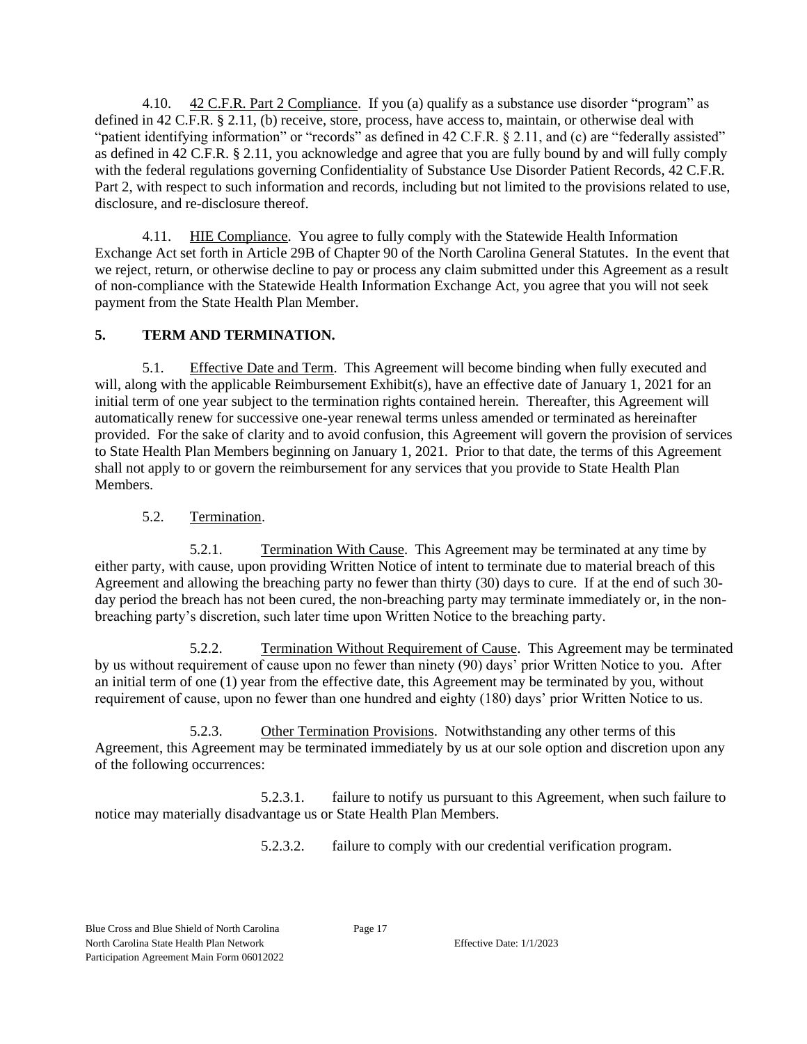4.10. 42 C.F.R. Part 2 Compliance. If you (a) qualify as a substance use disorder "program" as defined in 42 C.F.R. § 2.11, (b) receive, store, process, have access to, maintain, or otherwise deal with "patient identifying information" or "records" as defined in 42 C.F.R. § 2.11, and (c) are "federally assisted" as defined in 42 C.F.R. § 2.11, you acknowledge and agree that you are fully bound by and will fully comply with the federal regulations governing Confidentiality of Substance Use Disorder Patient Records, 42 C.F.R. Part 2, with respect to such information and records, including but not limited to the provisions related to use, disclosure, and re-disclosure thereof.

4.11. HIE Compliance. You agree to fully comply with the Statewide Health Information Exchange Act set forth in Article 29B of Chapter 90 of the North Carolina General Statutes. In the event that we reject, return, or otherwise decline to pay or process any claim submitted under this Agreement as a result of non-compliance with the Statewide Health Information Exchange Act, you agree that you will not seek payment from the State Health Plan Member.

## 5. TERM AND TERMINATION.

5.1. Effective Date and Term. This Agreement will become binding when fully executed and will, along with the applicable Reimbursement Exhibit(s), have an effective date of January 1, 2021 for an initial term of one year subject to the termination rights contained herein. Thereafter, this Agreement will automatically renew for successive one-year renewal terms unless amended or terminated as hereinafter provided. For the sake of clarity and to avoid confusion, this Agreement will govern the provision of services to State Health Plan Members beginning on January 1, 2021. Prior to that date, the terms of this Agreement shall not apply to or govern the reimbursement for any services that you provide to State Health Plan Members.

5.2. Termination.

5.2.1. Termination With Cause. This Agreement may be terminated at any time by either party, with cause, upon providing Written Notice of intent to terminate due to material breach of this Agreement and allowing the breaching party no fewer than thirty (30) days to cure. If at the end of such 30-day period the breach has not been cured, the non-breaching party may terminate immediately or, in the non-breaching party's discretion, such later time upon Written Notice to the breaching party.

5.2.2. Termination Without Requirement of Cause. This Agreement may be terminated by us without requirement of cause upon no fewer than ninety (90) days' prior Written Notice to you. After an initial term of one (1) year from the effective date, this Agreement may be terminated by you, without requirement of cause, upon no fewer than one hundred and eighty (180) days' prior Written Notice to us.

5.2.3. Other Termination Provisions. Notwithstanding any other terms of this Agreement, this Agreement may be terminated immediately by us at our sole option and discretion upon any of the following occurrences:

5.2.3.1. failure to notify us pursuant to this Agreement, when such failure to notice may materially disadvantage us or State Health Plan Members.

5.2.3.2. failure to comply with our credential verification program.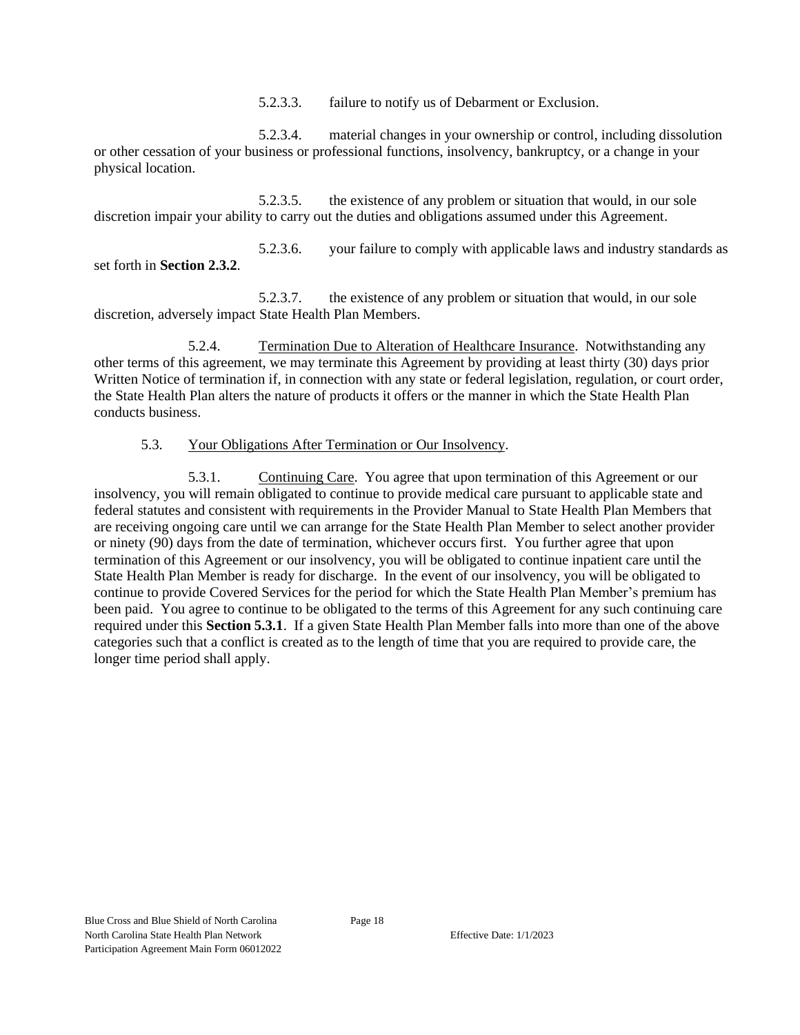5.2.3.3. failure to notify us of Debarment or Exclusion.

5.2.3.4. material changes in your ownership or control, including dissolution or other cessation of your business or professional functions, insolvency, bankruptcy, or a change in your physical location.

5.2.3.5. the existence of any problem or situation that would, in our sole discretion impair your ability to carry out the duties and obligations assumed under this Agreement.

5.2.3.6. your failure to comply with applicable laws and industry standards as set forth in **Section 2.3.2**.

5.2.3.7. the existence of any problem or situation that would, in our sole discretion, adversely impact State Health Plan Members.

5.2.4. Termination Due to Alteration of Healthcare Insurance. Notwithstanding any other terms of this agreement, we may terminate this Agreement by providing at least thirty (30) days prior Written Notice of termination if, in connection with any state or federal legislation, regulation, or court order, the State Health Plan alters the nature of products it offers or the manner in which the State Health Plan conducts business.

5.3. Your Obligations After Termination or Our Insolvency.

5.3.1. Continuing Care. You agree that upon termination of this Agreement or our insolvency, you will remain obligated to continue to provide medical care pursuant to applicable state and federal statutes and consistent with requirements in the Provider Manual to State Health Plan Members that are receiving ongoing care until we can arrange for the State Health Plan Member to select another provider or ninety (90) days from the date of termination, whichever occurs first. You further agree that upon termination of this Agreement or our insolvency, you will be obligated to continue inpatient care until the State Health Plan Member is ready for discharge. In the event of our insolvency, you will be obligated to continue to provide Covered Services for the period for which the State Health Plan Member's premium has been paid. You agree to continue to be obligated to the terms of this Agreement for any such continuing care required under this **Section 5.3.1**. If a given State Health Plan Member falls into more than one of the above categories such that a conflict is created as to the length of time that you are required to provide care, the longer time period shall apply.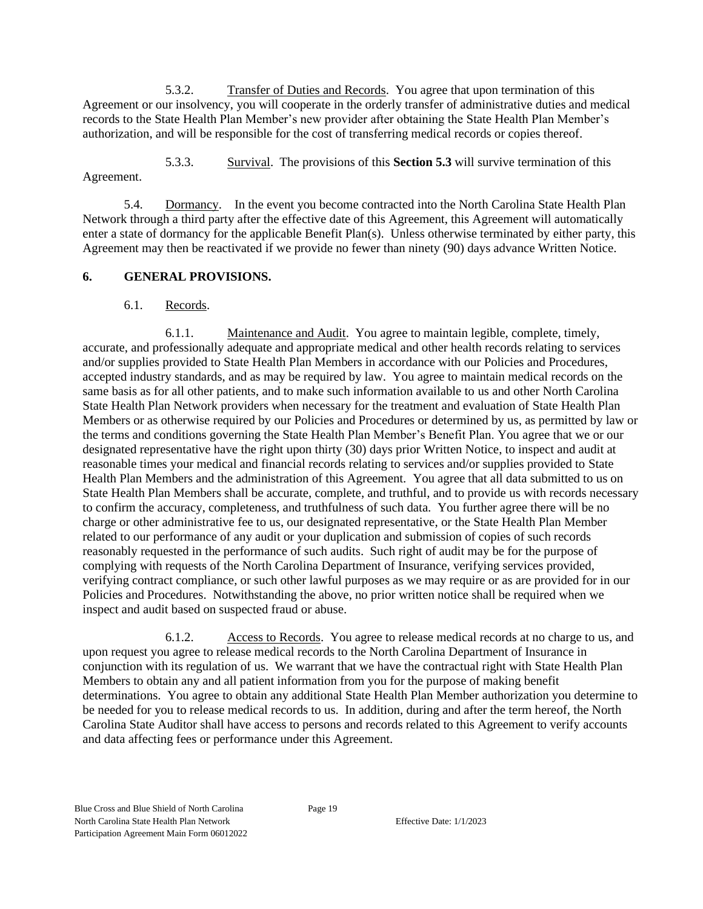5.3.2. Transfer of Duties and Records. You agree that upon termination of this Agreement or our insolvency, you will cooperate in the orderly transfer of administrative duties and medical records to the State Health Plan Member's new provider after obtaining the State Health Plan Member's authorization, and will be responsible for the cost of transferring medical records or copies thereof.

5.3.3. Survival. The provisions of this **Section 5.3** will survive termination of this Agreement.

5.4. Dormancy. In the event you become contracted into the North Carolina State Health Plan Network through a third party after the effective date of this Agreement, this Agreement will automatically enter a state of dormancy for the applicable Benefit Plan(s). Unless otherwise terminated by either party, this Agreement may then be reactivated if we provide no fewer than ninety (90) days advance Written Notice.

## 6. GENERAL PROVISIONS.

6.1. Records.

6.1.1. Maintenance and Audit. You agree to maintain legible, complete, timely, accurate, and professionally adequate and appropriate medical and other health records relating to services and/or supplies provided to State Health Plan Members in accordance with our Policies and Procedures, accepted industry standards, and as may be required by law. You agree to maintain medical records on the same basis as for all other patients, and to make such information available to us and other North Carolina State Health Plan Network providers when necessary for the treatment and evaluation of State Health Plan Members or as otherwise required by our Policies and Procedures or determined by us, as permitted by law or the terms and conditions governing the State Health Plan Member's Benefit Plan. You agree that we or our designated representative have the right upon thirty (30) days prior Written Notice, to inspect and audit at reasonable times your medical and financial records relating to services and/or supplies provided to State Health Plan Members and the administration of this Agreement. You agree that all data submitted to us on State Health Plan Members shall be accurate, complete, and truthful, and to provide us with records necessary to confirm the accuracy, completeness, and truthfulness of such data. You further agree there will be no charge or other administrative fee to us, our designated representative, or the State Health Plan Member related to our performance of any audit or your duplication and submission of copies of such records reasonably requested in the performance of such audits. Such right of audit may be for the purpose of complying with requests of the North Carolina Department of Insurance, verifying services provided, verifying contract compliance, or such other lawful purposes as we may require or as are provided for in our Policies and Procedures. Notwithstanding the above, no prior written notice shall be required when we inspect and audit based on suspected fraud or abuse.

6.1.2. Access to Records. You agree to release medical records at no charge to us, and upon request you agree to release medical records to the North Carolina Department of Insurance in conjunction with its regulation of us. We warrant that we have the contractual right with State Health Plan Members to obtain any and all patient information from you for the purpose of making benefit determinations. You agree to obtain any additional State Health Plan Member authorization you determine to be needed for you to release medical records to us. In addition, during and after the term hereof, the North Carolina State Auditor shall have access to persons and records related to this Agreement to verify accounts and data affecting fees or performance under this Agreement.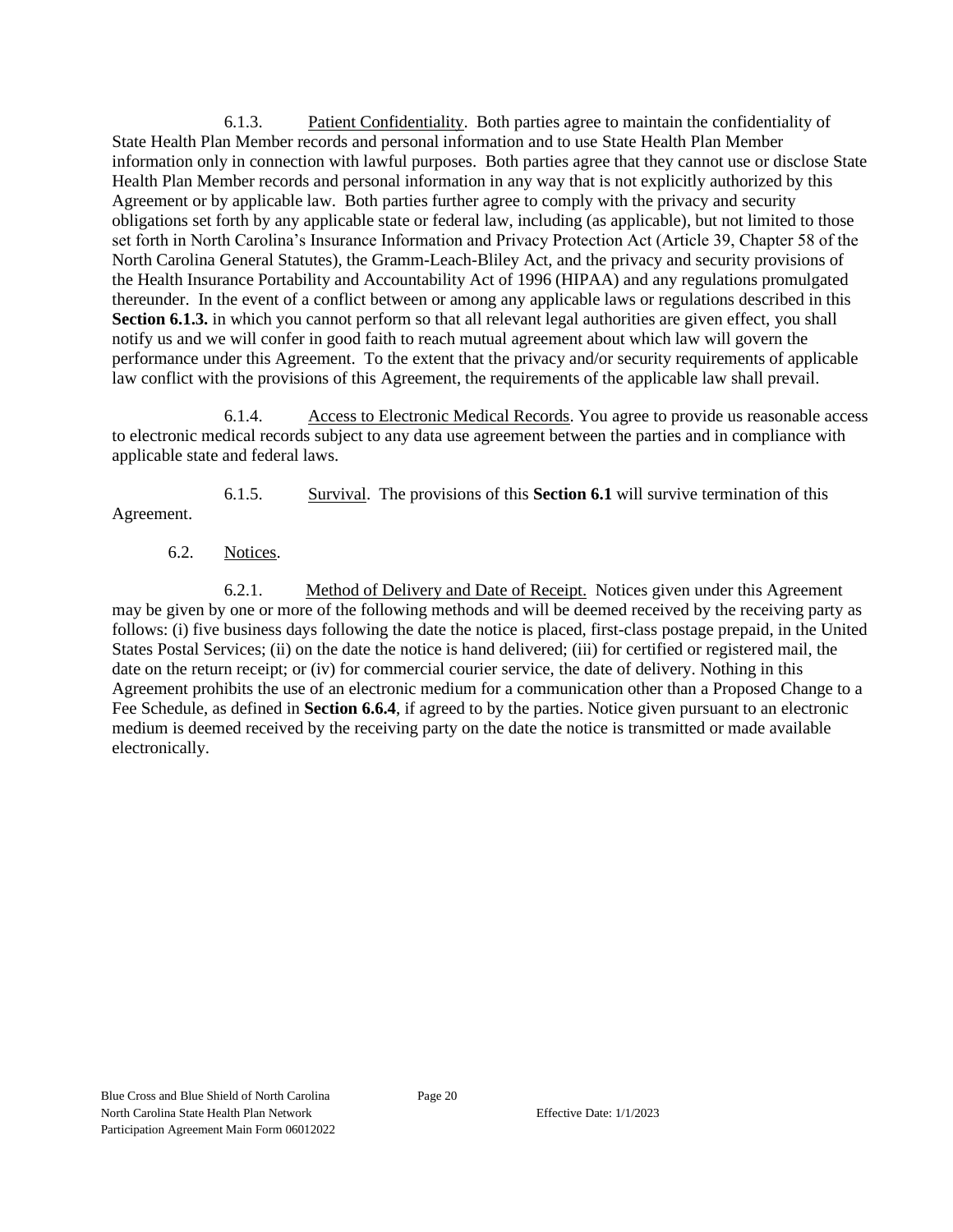6.1.3. Patient Confidentiality. Both parties agree to maintain the confidentiality of State Health Plan Member records and personal information and to use State Health Plan Member information only in connection with lawful purposes. Both parties agree that they cannot use or disclose State Health Plan Member records and personal information in any way that is not explicitly authorized by this Agreement or by applicable law. Both parties further agree to comply with the privacy and security obligations set forth by any applicable state or federal law, including (as applicable), but not limited to those set forth in North Carolina's Insurance Information and Privacy Protection Act (Article 39, Chapter 58 of the North Carolina General Statutes), the Gramm-Leach-Bliley Act, and the privacy and security provisions of the Health Insurance Portability and Accountability Act of 1996 (HIPAA) and any regulations promulgated thereunder. In the event of a conflict between or among any applicable laws or regulations described in this **Section 6.1.3.** in which you cannot perform so that all relevant legal authorities are given effect, you shall notify us and we will confer in good faith to reach mutual agreement about which law will govern the performance under this Agreement. To the extent that the privacy and/or security requirements of applicable law conflict with the provisions of this Agreement, the requirements of the applicable law shall prevail.

6.1.4. Access to Electronic Medical Records. You agree to provide us reasonable access to electronic medical records subject to any data use agreement between the parties and in compliance with applicable state and federal laws.

6.1.5. Survival. The provisions of this **Section 6.1** will survive termination of this Agreement.

6.2. Notices.

6.2.1. Method of Delivery and Date of Receipt. Notices given under this Agreement may be given by one or more of the following methods and will be deemed received by the receiving party as follows: (i) five business days following the date the notice is placed, first-class postage prepaid, in the United States Postal Services; (ii) on the date the notice is hand delivered; (iii) for certified or registered mail, the date on the return receipt; or (iv) for commercial courier service, the date of delivery. Nothing in this Agreement prohibits the use of an electronic medium for a communication other than a Proposed Change to a Fee Schedule, as defined in **Section 6.6.4**, if agreed to by the parties. Notice given pursuant to an electronic medium is deemed received by the receiving party on the date the notice is transmitted or made available electronically.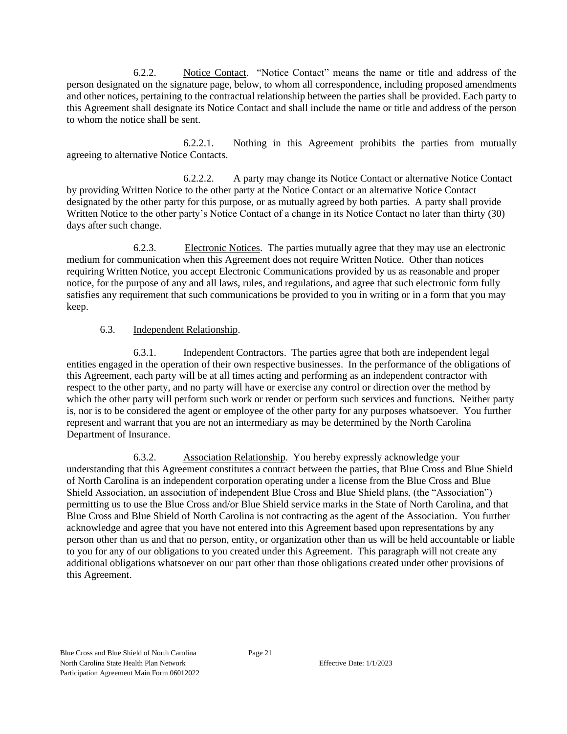6.2.2. Notice Contact. "Notice Contact" means the name or title and address of the person designated on the signature page, below, to whom all correspondence, including proposed amendments and other notices, pertaining to the contractual relationship between the parties shall be provided. Each party to this Agreement shall designate its Notice Contact and shall include the name or title and address of the person to whom the notice shall be sent.

6.2.2.1. Nothing in this Agreement prohibits the parties from mutually agreeing to alternative Notice Contacts.

6.2.2.2. A party may change its Notice Contact or alternative Notice Contact by providing Written Notice to the other party at the Notice Contact or an alternative Notice Contact designated by the other party for this purpose, or as mutually agreed by both parties. A party shall provide Written Notice to the other party's Notice Contact of a change in its Notice Contact no later than thirty (30) days after such change.

6.2.3. Electronic Notices. The parties mutually agree that they may use an electronic medium for communication when this Agreement does not require Written Notice. Other than notices requiring Written Notice, you accept Electronic Communications provided by us as reasonable and proper notice, for the purpose of any and all laws, rules, and regulations, and agree that such electronic form fully satisfies any requirement that such communications be provided to you in writing or in a form that you may keep.

6.3. Independent Relationship.

6.3.1. Independent Contractors. The parties agree that both are independent legal entities engaged in the operation of their own respective businesses. In the performance of the obligations of this Agreement, each party will be at all times acting and performing as an independent contractor with respect to the other party, and no party will have or exercise any control or direction over the method by which the other party will perform such work or render or perform such services and functions. Neither party is, nor is to be considered the agent or employee of the other party for any purposes whatsoever. You further represent and warrant that you are not an intermediary as may be determined by the North Carolina Department of Insurance.

6.3.2. Association Relationship. You hereby expressly acknowledge your understanding that this Agreement constitutes a contract between the parties, that Blue Cross and Blue Shield of North Carolina is an independent corporation operating under a license from the Blue Cross and Blue Shield Association, an association of independent Blue Cross and Blue Shield plans, (the "Association") permitting us to use the Blue Cross and/or Blue Shield service marks in the State of North Carolina, and that Blue Cross and Blue Shield of North Carolina is not contracting as the agent of the Association. You further acknowledge and agree that you have not entered into this Agreement based upon representations by any person other than us and that no person, entity, or organization other than us will be held accountable or liable to you for any of our obligations to you created under this Agreement. This paragraph will not create any additional obligations whatsoever on our part other than those obligations created under other provisions of this Agreement.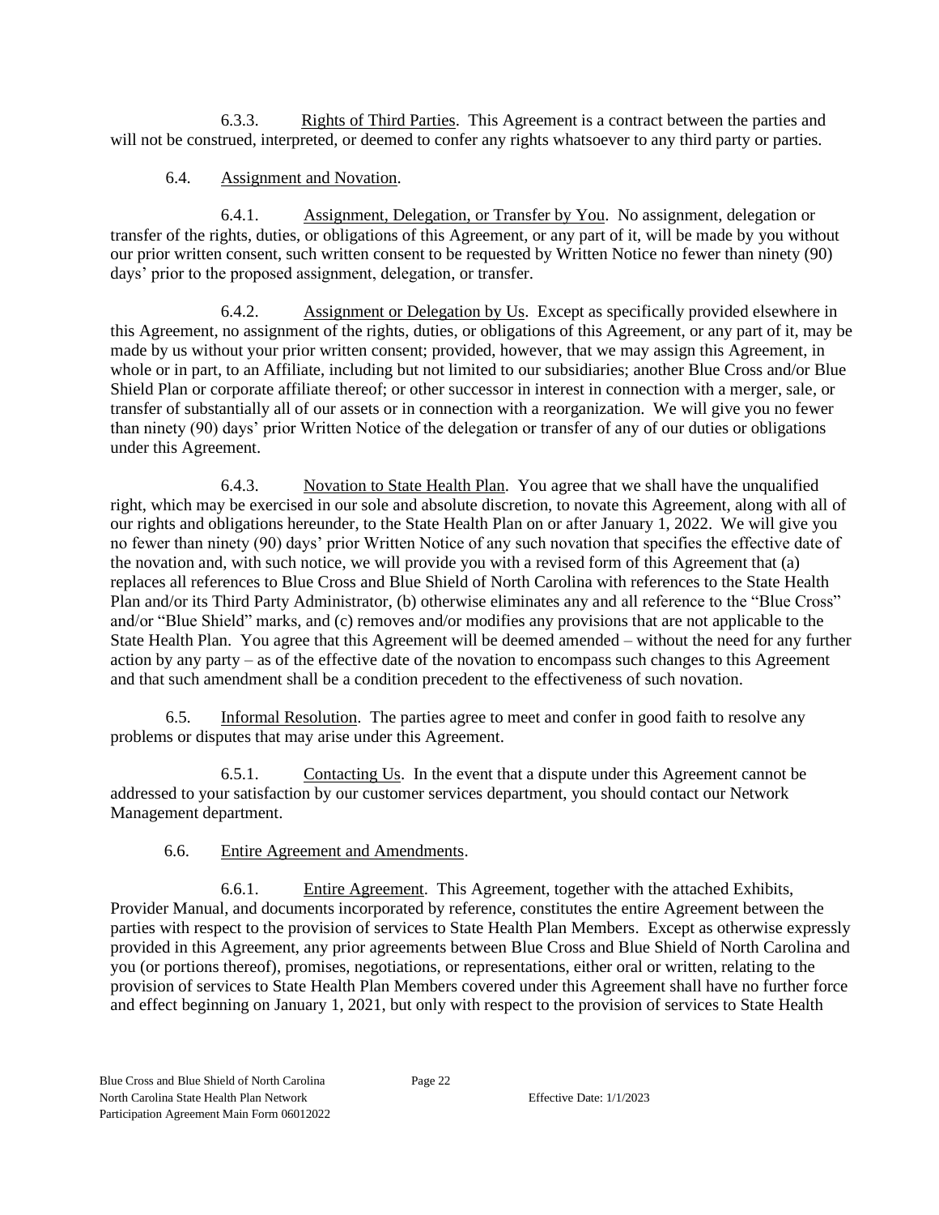6.3.3. Rights of Third Parties. This Agreement is a contract between the parties and will not be construed, interpreted, or deemed to confer any rights whatsoever to any third party or parties.

6.4. Assignment and Novation.

6.4.1. Assignment, Delegation, or Transfer by You. No assignment, delegation or transfer of the rights, duties, or obligations of this Agreement, or any part of it, will be made by you without our prior written consent, such written consent to be requested by Written Notice no fewer than ninety (90) days' prior to the proposed assignment, delegation, or transfer.

6.4.2. Assignment or Delegation by Us. Except as specifically provided elsewhere in this Agreement, no assignment of the rights, duties, or obligations of this Agreement, or any part of it, may be made by us without your prior written consent; provided, however, that we may assign this Agreement, in whole or in part, to an Affiliate, including but not limited to our subsidiaries; another Blue Cross and/or Blue Shield Plan or corporate affiliate thereof; or other successor in interest in connection with a merger, sale, or transfer of substantially all of our assets or in connection with a reorganization. We will give you no fewer than ninety (90) days' prior Written Notice of the delegation or transfer of any of our duties or obligations under this Agreement.

6.4.3. Novation to State Health Plan. You agree that we shall have the unqualified right, which may be exercised in our sole and absolute discretion, to novate this Agreement, along with all of our rights and obligations hereunder, to the State Health Plan on or after January 1, 2022. We will give you no fewer than ninety (90) days' prior Written Notice of any such novation that specifies the effective date of the novation and, with such notice, we will provide you with a revised form of this Agreement that (a) replaces all references to Blue Cross and Blue Shield of North Carolina with references to the State Health Plan and/or its Third Party Administrator, (b) otherwise eliminates any and all reference to the "Blue Cross" and/or "Blue Shield" marks, and (c) removes and/or modifies any provisions that are not applicable to the State Health Plan. You agree that this Agreement will be deemed amended – without the need for any further action by any party – as of the effective date of the novation to encompass such changes to this Agreement and that such amendment shall be a condition precedent to the effectiveness of such novation.

6.5. Informal Resolution. The parties agree to meet and confer in good faith to resolve any problems or disputes that may arise under this Agreement.

6.5.1. Contacting Us. In the event that a dispute under this Agreement cannot be addressed to your satisfaction by our customer services department, you should contact our Network Management department.

6.6. Entire Agreement and Amendments.

6.6.1. Entire Agreement. This Agreement, together with the attached Exhibits, Provider Manual, and documents incorporated by reference, constitutes the entire Agreement between the parties with respect to the provision of services to State Health Plan Members. Except as otherwise expressly provided in this Agreement, any prior agreements between Blue Cross and Blue Shield of North Carolina and you (or portions thereof), promises, negotiations, or representations, either oral or written, relating to the provision of services to State Health Plan Members covered under this Agreement shall have no further force and effect beginning on January 1, 2021, but only with respect to the provision of services to State Health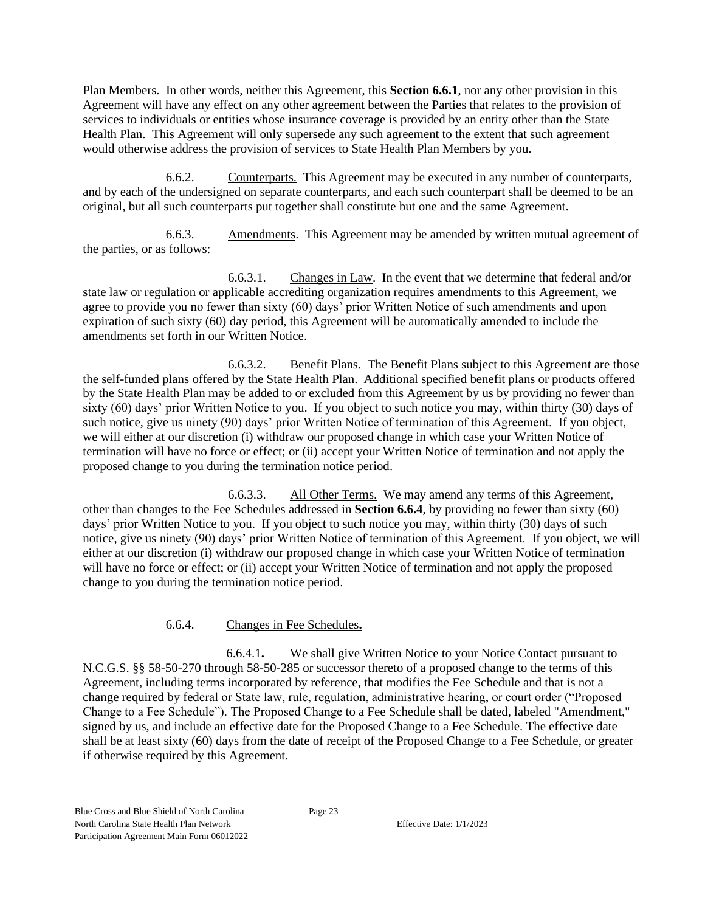Plan Members. In other words, neither this Agreement, this **Section 6.6.1**, nor any other provision in this Agreement will have any effect on any other agreement between the Parties that relates to the provision of services to individuals or entities whose insurance coverage is provided by an entity other than the State Health Plan. This Agreement will only supersede any such agreement to the extent that such agreement would otherwise address the provision of services to State Health Plan Members by you.

6.6.2. Counterparts. This Agreement may be executed in any number of counterparts, and by each of the undersigned on separate counterparts, and each such counterpart shall be deemed to be an original, but all such counterparts put together shall constitute but one and the same Agreement.

6.6.3. Amendments. This Agreement may be amended by written mutual agreement of the parties, or as follows:

6.6.3.1. Changes in Law. In the event that we determine that federal and/or state law or regulation or applicable accrediting organization requires amendments to this Agreement, we agree to provide you no fewer than sixty (60) days' prior Written Notice of such amendments and upon expiration of such sixty (60) day period, this Agreement will be automatically amended to include the amendments set forth in our Written Notice.

6.6.3.2. Benefit Plans. The Benefit Plans subject to this Agreement are those the self-funded plans offered by the State Health Plan. Additional specified benefit plans or products offered by the State Health Plan may be added to or excluded from this Agreement by us by providing no fewer than sixty (60) days' prior Written Notice to you. If you object to such notice you may, within thirty (30) days of such notice, give us ninety (90) days' prior Written Notice of termination of this Agreement. If you object, we will either at our discretion (i) withdraw our proposed change in which case your Written Notice of termination will have no force or effect; or (ii) accept your Written Notice of termination and not apply the proposed change to you during the termination notice period.

6.6.3.3. All Other Terms. We may amend any terms of this Agreement, other than changes to the Fee Schedules addressed in **Section 6.6.4**, by providing no fewer than sixty (60) days' prior Written Notice to you. If you object to such notice you may, within thirty (30) days of such notice, give us ninety (90) days' prior Written Notice of termination of this Agreement. If you object, we will either at our discretion (i) withdraw our proposed change in which case your Written Notice of termination will have no force or effect; or (ii) accept your Written Notice of termination and not apply the proposed change to you during the termination notice period.

6.6.4. Changes in Fee Schedules**.**

6.6.4.1**.** We shall give Written Notice to your Notice Contact pursuant to N.C.G.S. §§ 58-50-270 through 58-50-285 or successor thereto of a proposed change to the terms of this Agreement, including terms incorporated by reference, that modifies the Fee Schedule and that is not a change required by federal or State law, rule, regulation, administrative hearing, or court order ("Proposed Change to a Fee Schedule"). The Proposed Change to a Fee Schedule shall be dated, labeled "Amendment," signed by us, and include an effective date for the Proposed Change to a Fee Schedule. The effective date shall be at least sixty (60) days from the date of receipt of the Proposed Change to a Fee Schedule, or greater if otherwise required by this Agreement.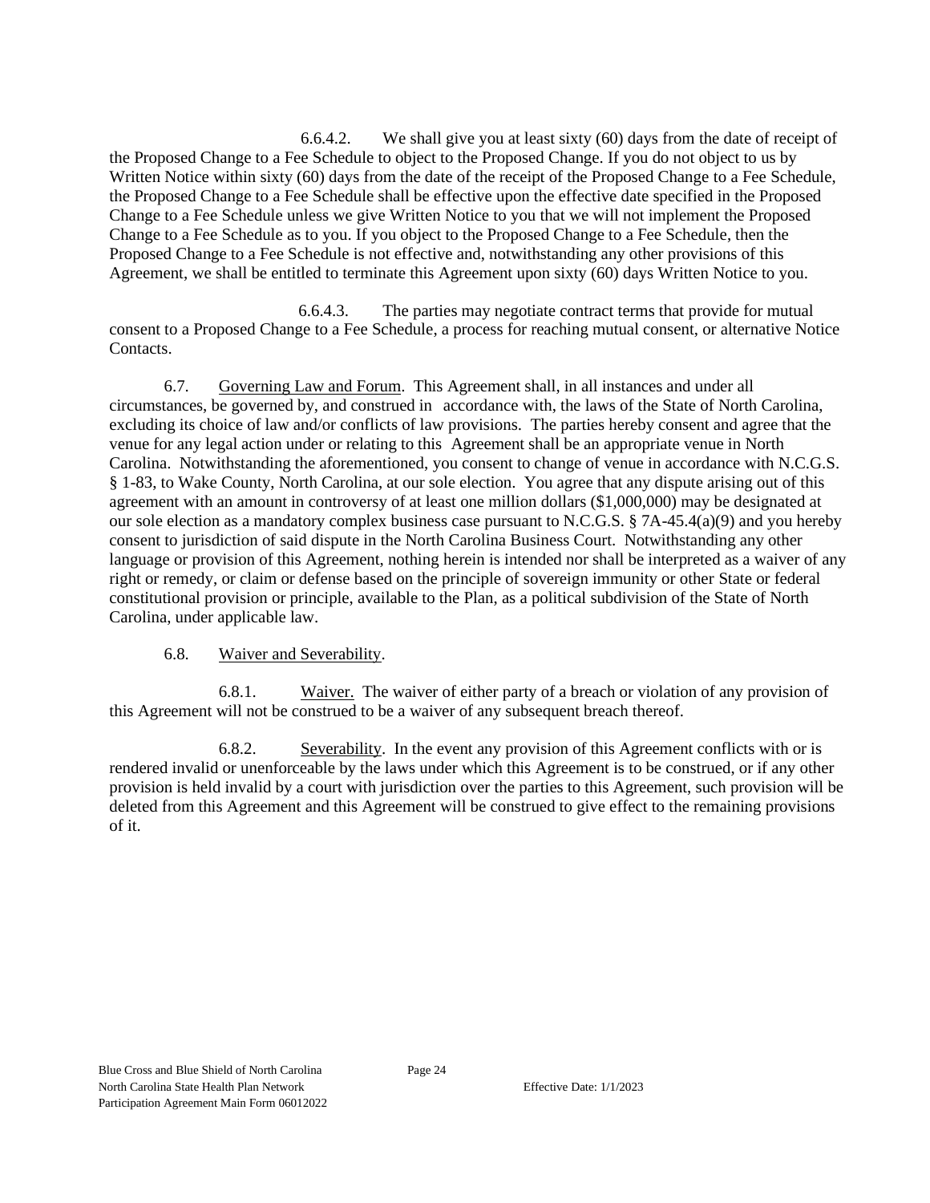6.6.4.2. We shall give you at least sixty (60) days from the date of receipt of the Proposed Change to a Fee Schedule to object to the Proposed Change. If you do not object to us by Written Notice within sixty (60) days from the date of the receipt of the Proposed Change to a Fee Schedule, the Proposed Change to a Fee Schedule shall be effective upon the effective date specified in the Proposed Change to a Fee Schedule unless we give Written Notice to you that we will not implement the Proposed Change to a Fee Schedule as to you. If you object to the Proposed Change to a Fee Schedule, then the Proposed Change to a Fee Schedule is not effective and, notwithstanding any other provisions of this Agreement, we shall be entitled to terminate this Agreement upon sixty (60) days Written Notice to you.

6.6.4.3. The parties may negotiate contract terms that provide for mutual consent to a Proposed Change to a Fee Schedule, a process for reaching mutual consent, or alternative Notice Contacts.

6.7. Governing Law and Forum. This Agreement shall, in all instances and under all circumstances, be governed by, and construed in accordance with, the laws of the State of North Carolina, excluding its choice of law and/or conflicts of law provisions. The parties hereby consent and agree that the venue for any legal action under or relating to this Agreement shall be an appropriate venue in North Carolina. Notwithstanding the aforementioned, you consent to change of venue in accordance with N.C.G.S. § 1-83, to Wake County, North Carolina, at our sole election. You agree that any dispute arising out of this agreement with an amount in controversy of at least one million dollars ($1,000,000) may be designated at our sole election as a mandatory complex business case pursuant to N.C.G.S. § 7A-45.4(a)(9) and you hereby consent to jurisdiction of said dispute in the North Carolina Business Court. Notwithstanding any other language or provision of this Agreement, nothing herein is intended nor shall be interpreted as a waiver of any right or remedy, or claim or defense based on the principle of sovereign immunity or other State or federal constitutional provision or principle, available to the Plan, as a political subdivision of the State of North Carolina, under applicable law.

6.8. Waiver and Severability.

6.8.1. Waiver. The waiver of either party of a breach or violation of any provision of this Agreement will not be construed to be a waiver of any subsequent breach thereof.

6.8.2. Severability. In the event any provision of this Agreement conflicts with or is rendered invalid or unenforceable by the laws under which this Agreement is to be construed, or if any other provision is held invalid by a court with jurisdiction over the parties to this Agreement, such provision will be deleted from this Agreement and this Agreement will be construed to give effect to the remaining provisions of it.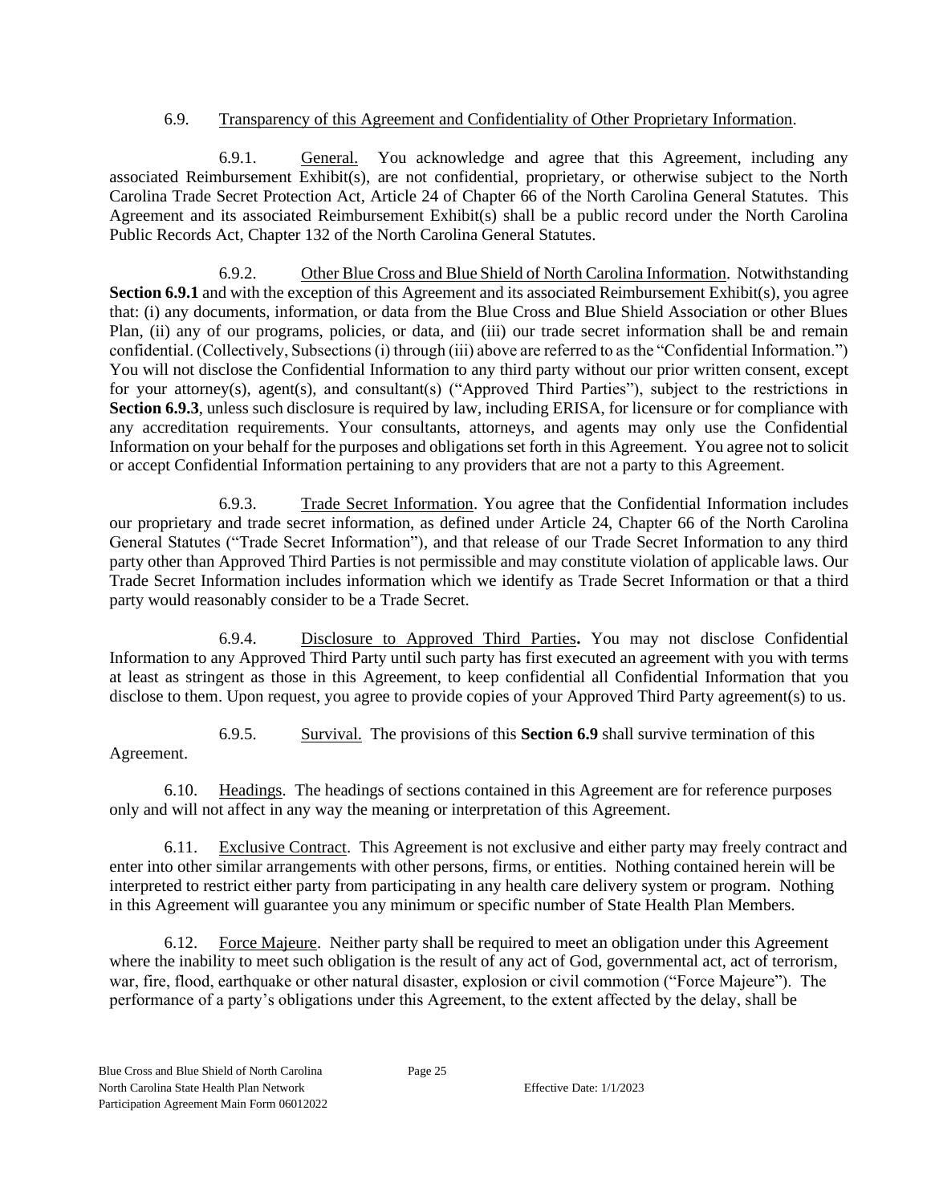6.9. Transparency of this Agreement and Confidentiality of Other Proprietary Information.

6.9.1. General. You acknowledge and agree that this Agreement, including any associated Reimbursement Exhibit(s), are not confidential, proprietary, or otherwise subject to the North Carolina Trade Secret Protection Act, Article 24 of Chapter 66 of the North Carolina General Statutes. This Agreement and its associated Reimbursement Exhibit(s) shall be a public record under the North Carolina Public Records Act, Chapter 132 of the North Carolina General Statutes.

6.9.2. Other Blue Cross and Blue Shield of North Carolina Information. Notwithstanding **Section 6.9.1** and with the exception of this Agreement and its associated Reimbursement Exhibit(s), you agree that: (i) any documents, information, or data from the Blue Cross and Blue Shield Association or other Blues Plan, (ii) any of our programs, policies, or data, and (iii) our trade secret information shall be and remain confidential. (Collectively, Subsections (i) through (iii) above are referred to as the "Confidential Information.") You will not disclose the Confidential Information to any third party without our prior written consent, except for your attorney(s), agent(s), and consultant(s) ("Approved Third Parties"), subject to the restrictions in **Section 6.9.3**, unless such disclosure is required by law, including ERISA, for licensure or for compliance with any accreditation requirements. Your consultants, attorneys, and agents may only use the Confidential Information on your behalf for the purposes and obligations set forth in this Agreement. You agree not to solicit or accept Confidential Information pertaining to any providers that are not a party to this Agreement.

6.9.3. Trade Secret Information. You agree that the Confidential Information includes our proprietary and trade secret information, as defined under Article 24, Chapter 66 of the North Carolina General Statutes ("Trade Secret Information"), and that release of our Trade Secret Information to any third party other than Approved Third Parties is not permissible and may constitute violation of applicable laws. Our Trade Secret Information includes information which we identify as Trade Secret Information or that a third party would reasonably consider to be a Trade Secret.

6.9.4. Disclosure to Approved Third Parties**.** You may not disclose Confidential Information to any Approved Third Party until such party has first executed an agreement with you with terms at least as stringent as those in this Agreement, to keep confidential all Confidential Information that you disclose to them. Upon request, you agree to provide copies of your Approved Third Party agreement(s) to us.

6.9.5. Survival. The provisions of this **Section 6.9** shall survive termination of this Agreement.

6.10. Headings. The headings of sections contained in this Agreement are for reference purposes only and will not affect in any way the meaning or interpretation of this Agreement.

6.11. Exclusive Contract. This Agreement is not exclusive and either party may freely contract and enter into other similar arrangements with other persons, firms, or entities. Nothing contained herein will be interpreted to restrict either party from participating in any health care delivery system or program. Nothing in this Agreement will guarantee you any minimum or specific number of State Health Plan Members.

6.12. Force Majeure. Neither party shall be required to meet an obligation under this Agreement where the inability to meet such obligation is the result of any act of God, governmental act, act of terrorism, war, fire, flood, earthquake or other natural disaster, explosion or civil commotion ("Force Majeure"). The performance of a party's obligations under this Agreement, to the extent affected by the delay, shall be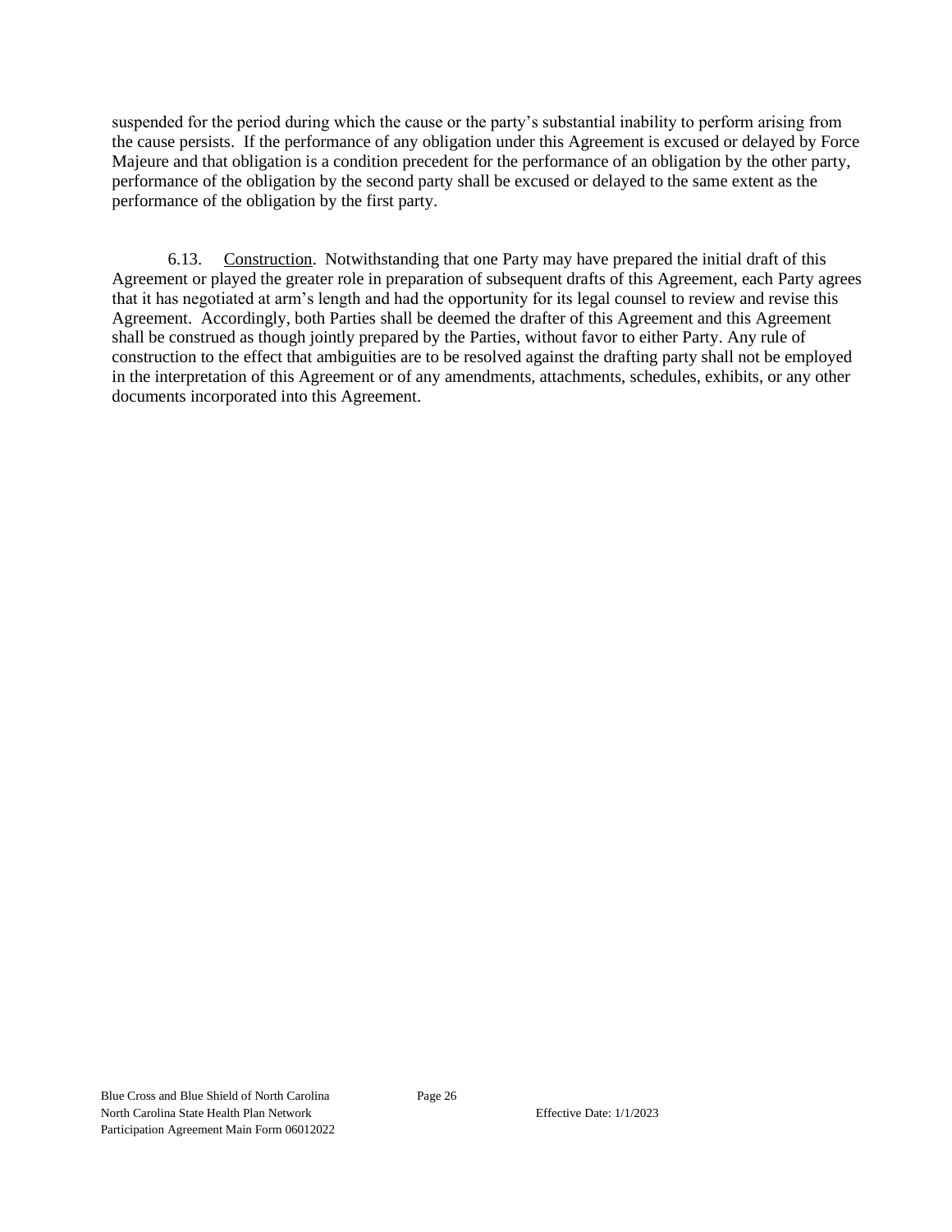suspended for the period during which the cause or the party's substantial inability to perform arising from the cause persists. If the performance of any obligation under this Agreement is excused or delayed by Force Majeure and that obligation is a condition precedent for the performance of an obligation by the other party, performance of the obligation by the second party shall be excused or delayed to the same extent as the performance of the obligation by the first party.

6.13. Construction. Notwithstanding that one Party may have prepared the initial draft of this Agreement or played the greater role in preparation of subsequent drafts of this Agreement, each Party agrees that it has negotiated at arm's length and had the opportunity for its legal counsel to review and revise this Agreement. Accordingly, both Parties shall be deemed the drafter of this Agreement and this Agreement shall be construed as though jointly prepared by the Parties, without favor to either Party. Any rule of construction to the effect that ambiguities are to be resolved against the drafting party shall not be employed in the interpretation of this Agreement or of any amendments, attachments, schedules, exhibits, or any other documents incorporated into this Agreement.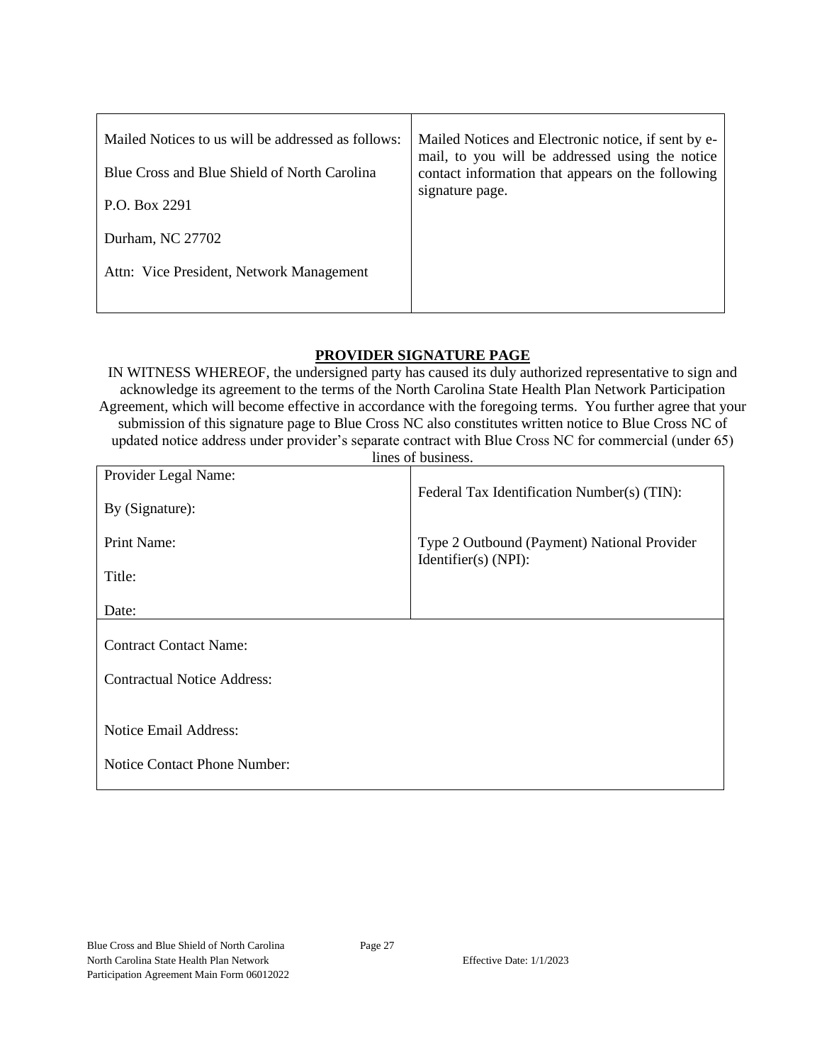| Mailed Notices to us will be addressed as follows:<br><br>Blue Cross and Blue Shield of North Carolina<br><br>P.O. Box 2291<br><br>Durham, NC 27702<br><br>Attn: Vice President, Network Management | Mailed Notices and Electronic notice, if sent by e-mail, to you will be addressed using the notice contact information that appears on the following signature page. |
|---|---|

## PROVIDER SIGNATURE PAGE

IN WITNESS WHEREOF, the undersigned party has caused its duly authorized representative to sign and acknowledge its agreement to the terms of the North Carolina State Health Plan Network Participation Agreement, which will become effective in accordance with the foregoing terms. You further agree that your submission of this signature page to Blue Cross NC also constitutes written notice to Blue Cross NC of updated notice address under provider's separate contract with Blue Cross NC for commercial (under 65) lines of business.

| Provider Legal Name:<br><br>By (Signature):<br><br>Print Name:<br><br>Title:<br><br>Date: | Federal Tax Identification Number(s) (TIN):<br><br>Type 2 Outbound (Payment) National Provider Identifier(s) (NPI): |
|---|---|
| Contract Contact Name:<br><br>Contractual Notice Address:<br><br>Notice Email Address:<br><br>Notice Contact Phone Number: | |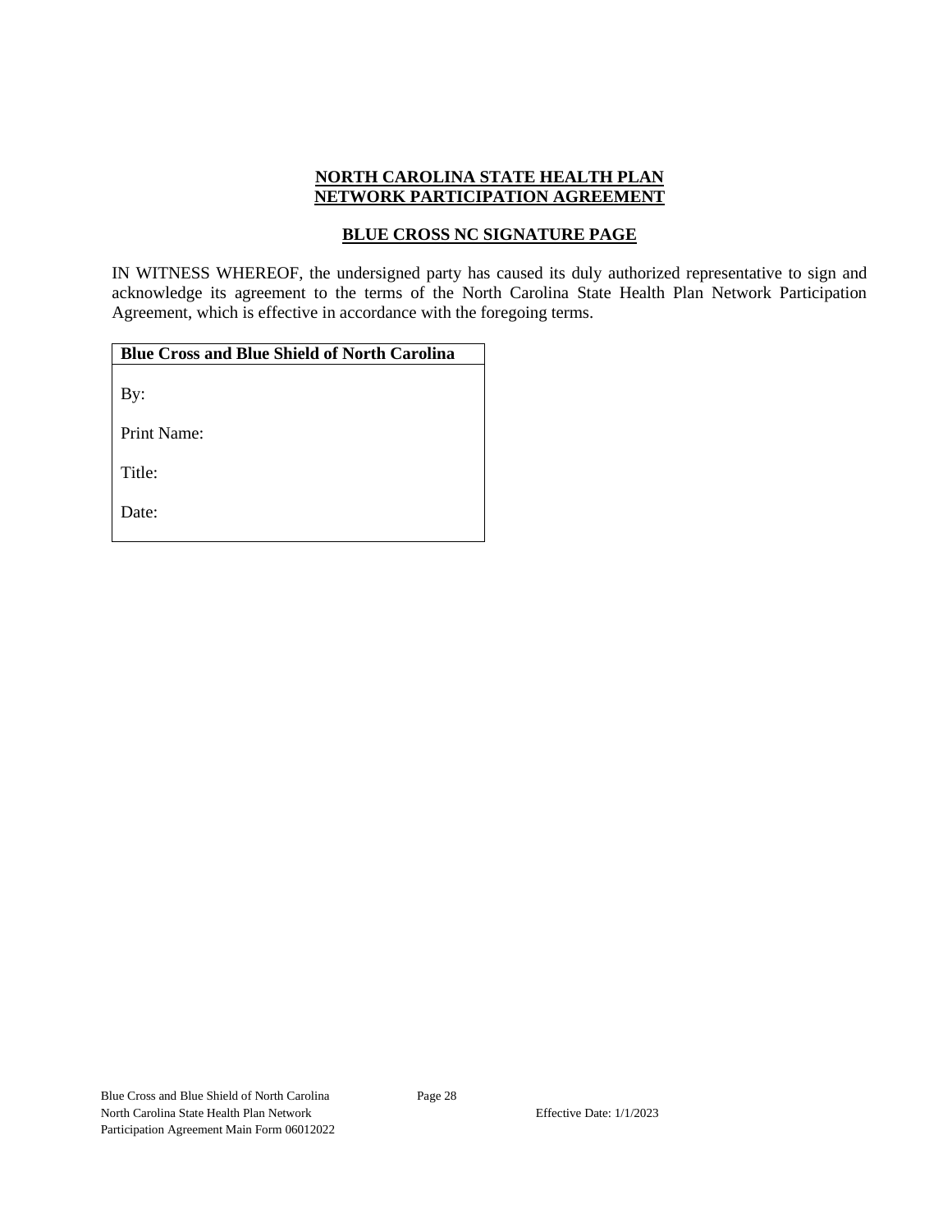**NORTH CAROLINA STATE HEALTH PLAN**
**NETWORK PARTICIPATION AGREEMENT**

**BLUE CROSS NC SIGNATURE PAGE**

IN WITNESS WHEREOF, the undersigned party has caused its duly authorized representative to sign and acknowledge its agreement to the terms of the North Carolina State Health Plan Network Participation Agreement, which is effective in accordance with the foregoing terms.

| **Blue Cross and Blue Shield of North Carolina** |
| --- |
| By: |
| Print Name: |
| Title: |
| Date: |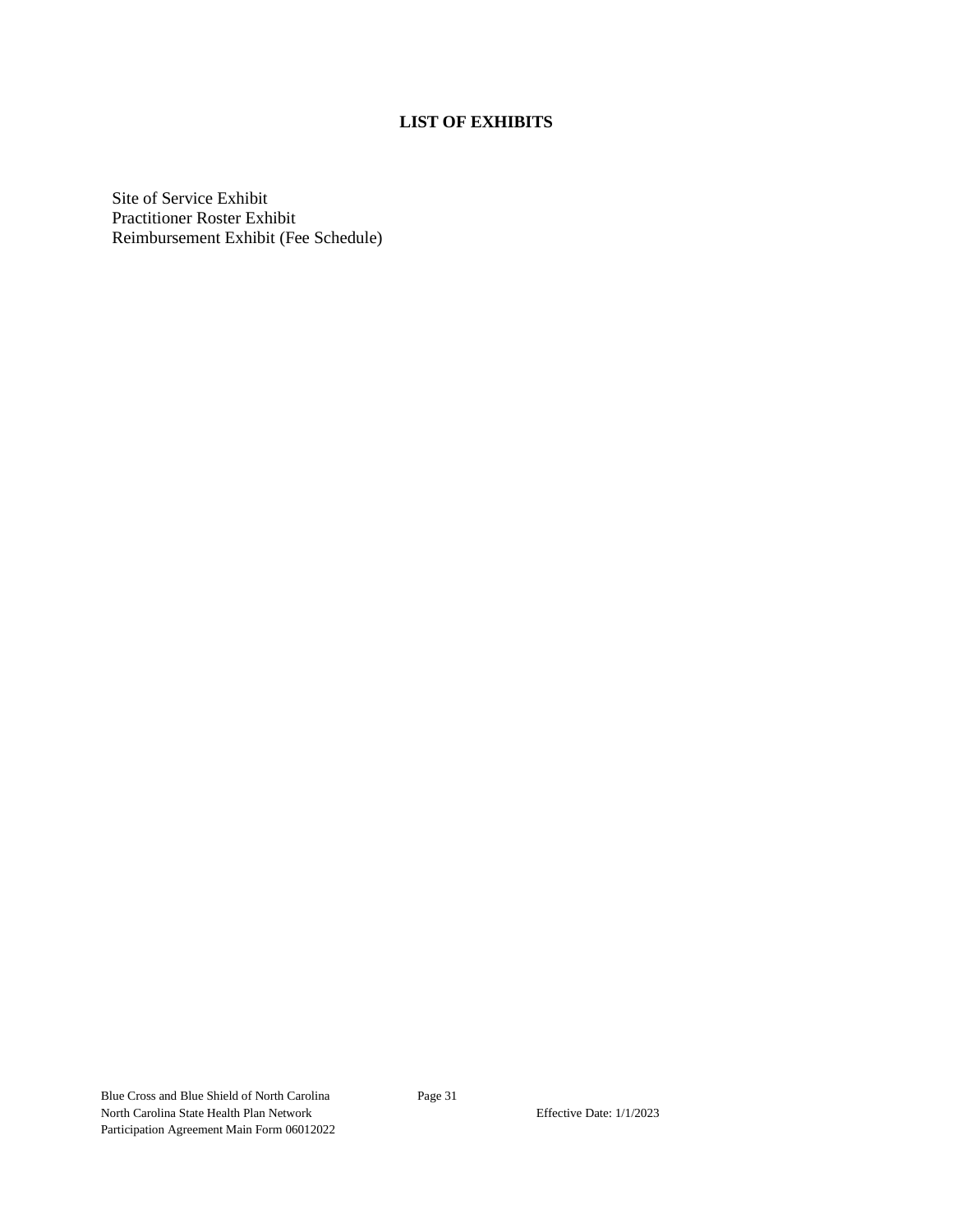## LIST OF EXHIBITS

Site of Service Exhibit
Practitioner Roster Exhibit
Reimbursement Exhibit (Fee Schedule)